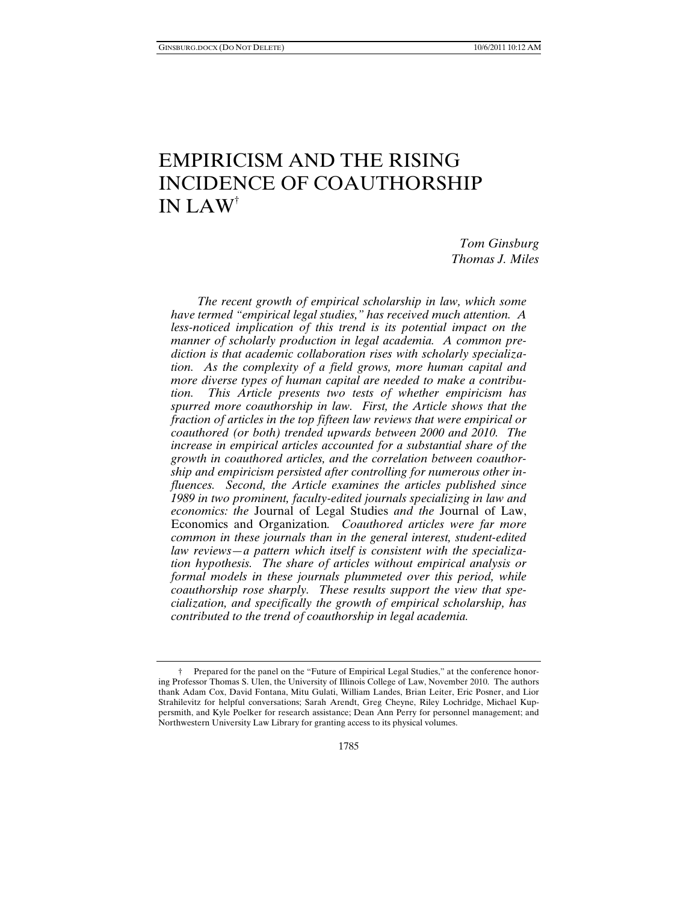# EMPIRICISM AND THE RISING INCIDENCE OF COAUTHORSHIP IN LAW†

*Tom Ginsburg*
*Thomas J. Miles*

*The recent growth of empirical scholarship in law, which some have termed "empirical legal studies," has received much attention. A less-noticed implication of this trend is its potential impact on the manner of scholarly production in legal academia. A common prediction is that academic collaboration rises with scholarly specialization. As the complexity of a field grows, more human capital and more diverse types of human capital are needed to make a contribution. This Article presents two tests of whether empiricism has spurred more coauthorship in law. First, the Article shows that the fraction of articles in the top fifteen law reviews that were empirical or coauthored (or both) trended upwards between 2000 and 2010. The increase in empirical articles accounted for a substantial share of the growth in coauthored articles, and the correlation between coauthorship and empiricism persisted after controlling for numerous other influences. Second, the Article examines the articles published since 1989 in two prominent, faculty-edited journals specializing in law and economics: the* Journal of Legal Studies *and the* Journal of Law, Economics and Organization*. Coauthored articles were far more common in these journals than in the general interest, student-edited law reviews—a pattern which itself is consistent with the specialization hypothesis. The share of articles without empirical analysis or formal models in these journals plummeted over this period, while coauthorship rose sharply. These results support the view that specialization, and specifically the growth of empirical scholarship, has contributed to the trend of coauthorship in legal academia.*

† Prepared for the panel on the "Future of Empirical Legal Studies," at the conference honoring Professor Thomas S. Ulen, the University of Illinois College of Law, November 2010. The authors thank Adam Cox, David Fontana, Mitu Gulati, William Landes, Brian Leiter, Eric Posner, and Lior Strahilevitz for helpful conversations; Sarah Arendt, Greg Cheyne, Riley Lochridge, Michael Kuppersmith, and Kyle Poelker for research assistance; Dean Ann Perry for personnel management; and Northwestern University Law Library for granting access to its physical volumes.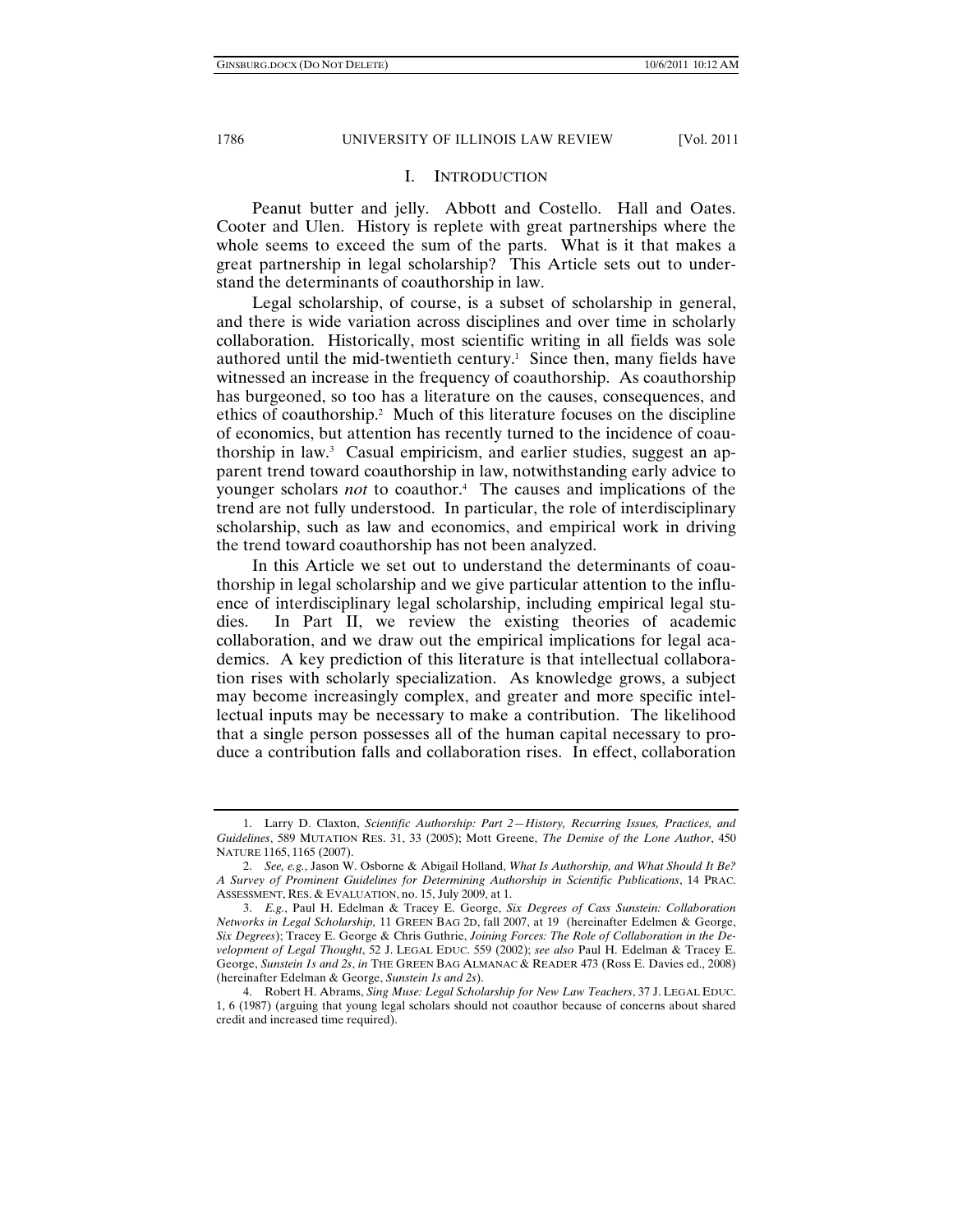## I. INTRODUCTION

Peanut butter and jelly. Abbott and Costello. Hall and Oates. Cooter and Ulen. History is replete with great partnerships where the whole seems to exceed the sum of the parts. What is it that makes a great partnership in legal scholarship? This Article sets out to understand the determinants of coauthorship in law.

Legal scholarship, of course, is a subset of scholarship in general, and there is wide variation across disciplines and over time in scholarly collaboration. Historically, most scientific writing in all fields was sole authored until the mid-twentieth century.[1] Since then, many fields have witnessed an increase in the frequency of coauthorship. As coauthorship has burgeoned, so too has a literature on the causes, consequences, and ethics of coauthorship.[2] Much of this literature focuses on the discipline of economics, but attention has recently turned to the incidence of coauthorship in law.[3] Casual empiricism, and earlier studies, suggest an apparent trend toward coauthorship in law, notwithstanding early advice to younger scholars *not* to coauthor.[4] The causes and implications of the trend are not fully understood. In particular, the role of interdisciplinary scholarship, such as law and economics, and empirical work in driving the trend toward coauthorship has not been analyzed.

In this Article we set out to understand the determinants of coauthorship in legal scholarship and we give particular attention to the influence of interdisciplinary legal scholarship, including empirical legal studies. In Part II, we review the existing theories of academic collaboration, and we draw out the empirical implications for legal academics. A key prediction of this literature is that intellectual collaboration rises with scholarly specialization. As knowledge grows, a subject may become increasingly complex, and greater and more specific intellectual inputs may be necessary to make a contribution. The likelihood that a single person possesses all of the human capital necessary to produce a contribution falls and collaboration rises. In effect, collaboration

---

1. Larry D. Claxton, *Scientific Authorship: Part 2—History, Recurring Issues, Practices, and Guidelines*, 589 MUTATION RES. 31, 33 (2005); Mott Greene, *The Demise of the Lone Author*, 450 NATURE 1165, 1165 (2007).

2. *See, e.g.*, Jason W. Osborne & Abigail Holland, *What Is Authorship, and What Should It Be? A Survey of Prominent Guidelines for Determining Authorship in Scientific Publications*, 14 PRAC. ASSESSMENT, RES. & EVALUATION, no. 15, July 2009, at 1.

3. *E.g.*, Paul H. Edelman & Tracey E. George, *Six Degrees of Cass Sunstein: Collaboration Networks in Legal Scholarship*, 11 GREEN BAG 2D, fall 2007, at 19 (hereinafter Edelmen & George, *Six Degrees*); Tracey E. George & Chris Guthrie, *Joining Forces: The Role of Collaboration in the Development of Legal Thought*, 52 J. LEGAL EDUC. 559 (2002); *see also* Paul H. Edelman & Tracey E. George, *Sunstein 1s and 2s*, *in* THE GREEN BAG ALMANAC & READER 473 (Ross E. Davies ed., 2008) (hereinafter Edelman & George, *Sunstein 1s and 2s*).

4. Robert H. Abrams, *Sing Muse: Legal Scholarship for New Law Teachers*, 37 J. LEGAL EDUC. 1, 6 (1987) (arguing that young legal scholars should not coauthor because of concerns about shared credit and increased time required).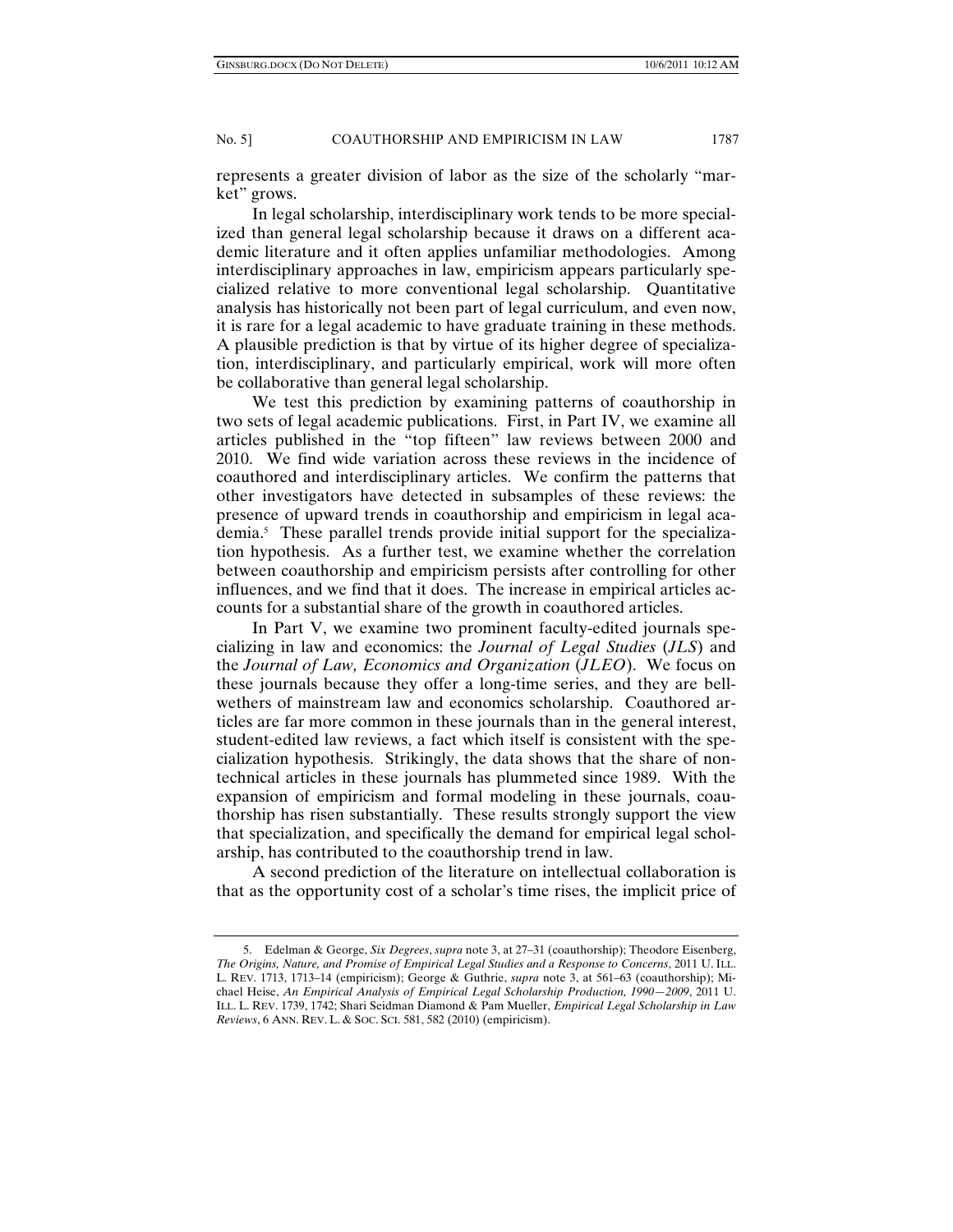represents a greater division of labor as the size of the scholarly "market" grows.

In legal scholarship, interdisciplinary work tends to be more specialized than general legal scholarship because it draws on a different academic literature and it often applies unfamiliar methodologies. Among interdisciplinary approaches in law, empiricism appears particularly specialized relative to more conventional legal scholarship. Quantitative analysis has historically not been part of legal curriculum, and even now, it is rare for a legal academic to have graduate training in these methods. A plausible prediction is that by virtue of its higher degree of specialization, interdisciplinary, and particularly empirical, work will more often be collaborative than general legal scholarship.

We test this prediction by examining patterns of coauthorship in two sets of legal academic publications. First, in Part IV, we examine all articles published in the "top fifteen" law reviews between 2000 and 2010. We find wide variation across these reviews in the incidence of coauthored and interdisciplinary articles. We confirm the patterns that other investigators have detected in subsamples of these reviews: the presence of upward trends in coauthorship and empiricism in legal academia.[5] These parallel trends provide initial support for the specialization hypothesis. As a further test, we examine whether the correlation between coauthorship and empiricism persists after controlling for other influences, and we find that it does. The increase in empirical articles accounts for a substantial share of the growth in coauthored articles.

In Part V, we examine two prominent faculty-edited journals specializing in law and economics: the *Journal of Legal Studies* (*JLS*) and the *Journal of Law, Economics and Organization* (*JLEO*). We focus on these journals because they offer a long-time series, and they are bellwethers of mainstream law and economics scholarship. Coauthored articles are far more common in these journals than in the general interest, student-edited law reviews, a fact which itself is consistent with the specialization hypothesis. Strikingly, the data shows that the share of nontechnical articles in these journals has plummeted since 1989. With the expansion of empiricism and formal modeling in these journals, coauthorship has risen substantially. These results strongly support the view that specialization, and specifically the demand for empirical legal scholarship, has contributed to the coauthorship trend in law.

A second prediction of the literature on intellectual collaboration is that as the opportunity cost of a scholar's time rises, the implicit price of

---

5. Edelman & George, *Six Degrees*, *supra* note 3, at 27–31 (coauthorship); Theodore Eisenberg, *The Origins, Nature, and Promise of Empirical Legal Studies and a Response to Concerns*, 2011 U. ILL. L. REV. 1713, 1713–14 (empiricism); George & Guthrie, *supra* note 3, at 561–63 (coauthorship); Michael Heise, *An Empirical Analysis of Empirical Legal Scholarship Production, 1990—2009*, 2011 U. ILL. L. REV. 1739, 1742; Shari Seidman Diamond & Pam Mueller, *Empirical Legal Scholarship in Law Reviews*, 6 ANN. REV. L. & SOC. SCI. 581, 582 (2010) (empiricism).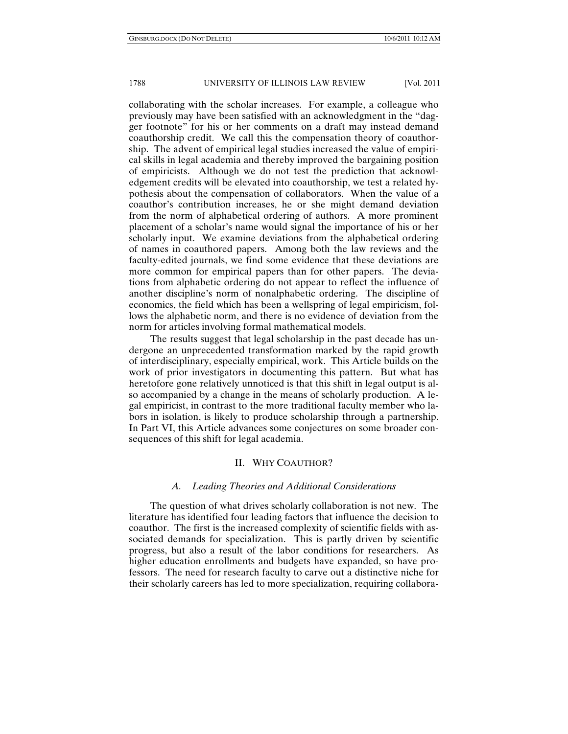collaborating with the scholar increases. For example, a colleague who previously may have been satisfied with an acknowledgment in the "dagger footnote" for his or her comments on a draft may instead demand coauthorship credit. We call this the compensation theory of coauthorship. The advent of empirical legal studies increased the value of empirical skills in legal academia and thereby improved the bargaining position of empiricists. Although we do not test the prediction that acknowledgement credits will be elevated into coauthorship, we test a related hypothesis about the compensation of collaborators. When the value of a coauthor's contribution increases, he or she might demand deviation from the norm of alphabetical ordering of authors. A more prominent placement of a scholar's name would signal the importance of his or her scholarly input. We examine deviations from the alphabetical ordering of names in coauthored papers. Among both the law reviews and the faculty-edited journals, we find some evidence that these deviations are more common for empirical papers than for other papers. The deviations from alphabetic ordering do not appear to reflect the influence of another discipline's norm of nonalphabetic ordering. The discipline of economics, the field which has been a wellspring of legal empiricism, follows the alphabetic norm, and there is no evidence of deviation from the norm for articles involving formal mathematical models.

The results suggest that legal scholarship in the past decade has undergone an unprecedented transformation marked by the rapid growth of interdisciplinary, especially empirical, work. This Article builds on the work of prior investigators in documenting this pattern. But what has heretofore gone relatively unnoticed is that this shift in legal output is also accompanied by a change in the means of scholarly production. A legal empiricist, in contrast to the more traditional faculty member who labors in isolation, is likely to produce scholarship through a partnership. In Part VI, this Article advances some conjectures on some broader consequences of this shift for legal academia.

## II. WHY COAUTHOR?

### *A. Leading Theories and Additional Considerations*

The question of what drives scholarly collaboration is not new. The literature has identified four leading factors that influence the decision to coauthor. The first is the increased complexity of scientific fields with associated demands for specialization. This is partly driven by scientific progress, but also a result of the labor conditions for researchers. As higher education enrollments and budgets have expanded, so have professors. The need for research faculty to carve out a distinctive niche for their scholarly careers has led to more specialization, requiring collabora-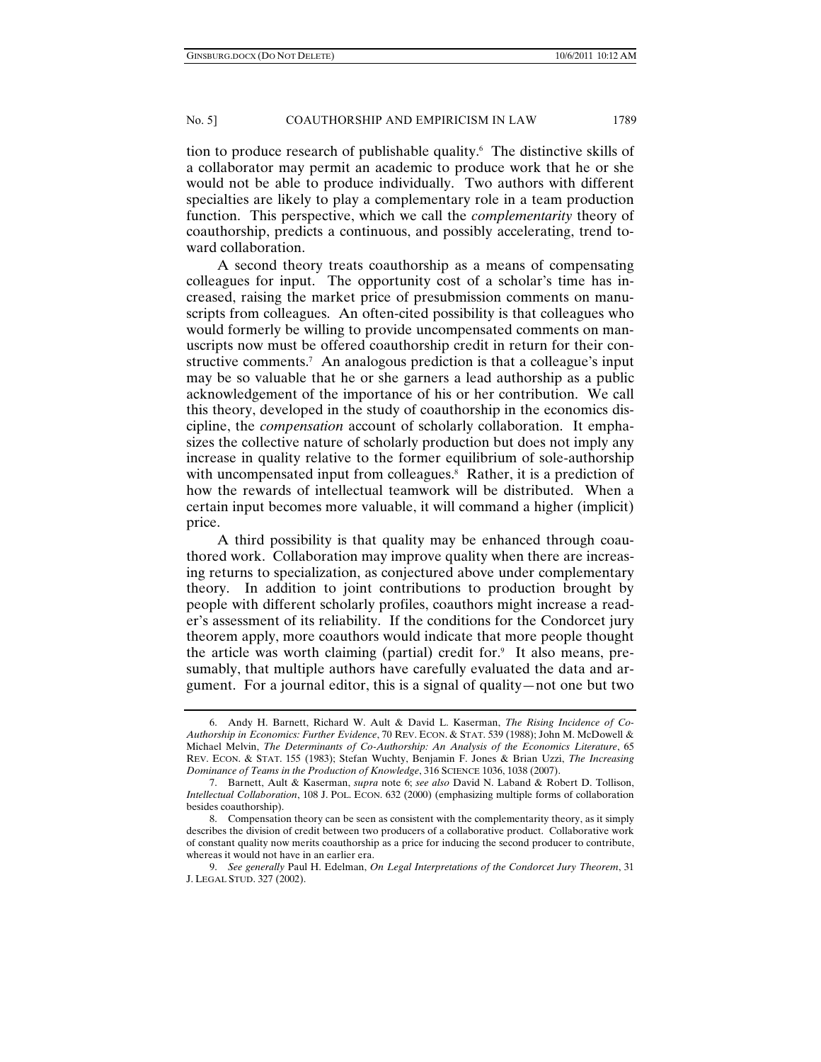tion to produce research of publishable quality.[6] The distinctive skills of a collaborator may permit an academic to produce work that he or she would not be able to produce individually. Two authors with different specialties are likely to play a complementary role in a team production function. This perspective, which we call the *complementarity* theory of coauthorship, predicts a continuous, and possibly accelerating, trend toward collaboration.

A second theory treats coauthorship as a means of compensating colleagues for input. The opportunity cost of a scholar's time has increased, raising the market price of presubmission comments on manuscripts from colleagues. An often-cited possibility is that colleagues who would formerly be willing to provide uncompensated comments on manuscripts now must be offered coauthorship credit in return for their constructive comments.[7] An analogous prediction is that a colleague's input may be so valuable that he or she garners a lead authorship as a public acknowledgement of the importance of his or her contribution. We call this theory, developed in the study of coauthorship in the economics discipline, the *compensation* account of scholarly collaboration. It emphasizes the collective nature of scholarly production but does not imply any increase in quality relative to the former equilibrium of sole-authorship with uncompensated input from colleagues.[8] Rather, it is a prediction of how the rewards of intellectual teamwork will be distributed. When a certain input becomes more valuable, it will command a higher (implicit) price.

A third possibility is that quality may be enhanced through coauthored work. Collaboration may improve quality when there are increasing returns to specialization, as conjectured above under complementary theory. In addition to joint contributions to production brought by people with different scholarly profiles, coauthors might increase a reader's assessment of its reliability. If the conditions for the Condorcet jury theorem apply, more coauthors would indicate that more people thought the article was worth claiming (partial) credit for.[9] It also means, presumably, that multiple authors have carefully evaluated the data and argument. For a journal editor, this is a signal of quality—not one but two

---

6. Andy H. Barnett, Richard W. Ault & David L. Kaserman, *The Rising Incidence of Co-Authorship in Economics: Further Evidence*, 70 REV. ECON. & STAT. 539 (1988); John M. McDowell & Michael Melvin, *The Determinants of Co-Authorship: An Analysis of the Economics Literature*, 65 REV. ECON. & STAT. 155 (1983); Stefan Wuchty, Benjamin F. Jones & Brian Uzzi, *The Increasing Dominance of Teams in the Production of Knowledge*, 316 SCIENCE 1036, 1038 (2007).

7. Barnett, Ault & Kaserman, *supra* note 6; *see also* David N. Laband & Robert D. Tollison, *Intellectual Collaboration*, 108 J. POL. ECON. 632 (2000) (emphasizing multiple forms of collaboration besides coauthorship).

8. Compensation theory can be seen as consistent with the complementarity theory, as it simply describes the division of credit between two producers of a collaborative product. Collaborative work of constant quality now merits coauthorship as a price for inducing the second producer to contribute, whereas it would not have in an earlier era.

9. *See generally* Paul H. Edelman, *On Legal Interpretations of the Condorcet Jury Theorem*, 31 J. LEGAL STUD. 327 (2002).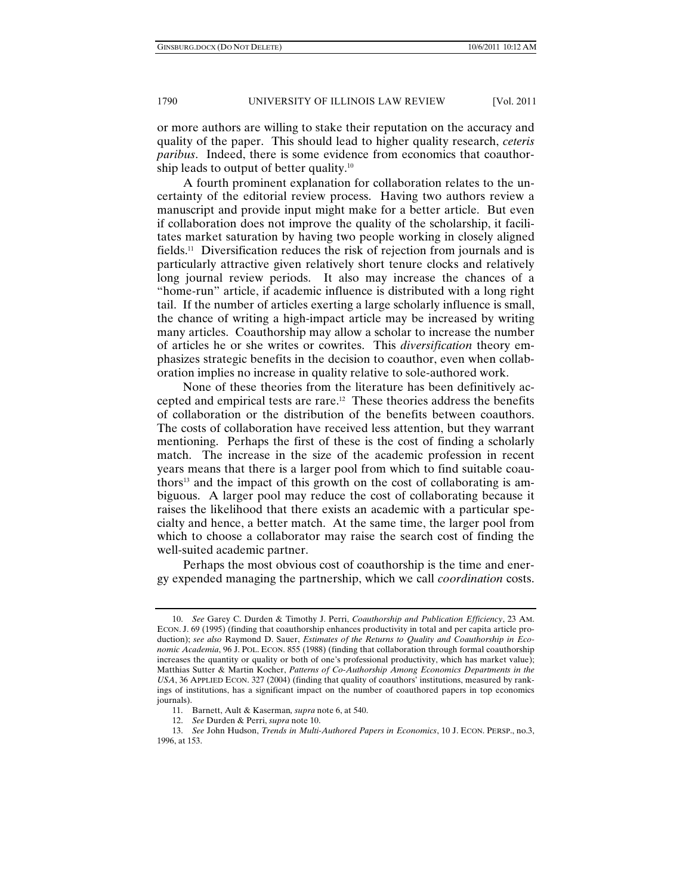or more authors are willing to stake their reputation on the accuracy and quality of the paper. This should lead to higher quality research, *ceteris paribus*. Indeed, there is some evidence from economics that coauthorship leads to output of better quality.[10]

A fourth prominent explanation for collaboration relates to the uncertainty of the editorial review process. Having two authors review a manuscript and provide input might make for a better article. But even if collaboration does not improve the quality of the scholarship, it facilitates market saturation by having two people working in closely aligned fields.[11] Diversification reduces the risk of rejection from journals and is particularly attractive given relatively short tenure clocks and relatively long journal review periods. It also may increase the chances of a "home-run" article, if academic influence is distributed with a long right tail. If the number of articles exerting a large scholarly influence is small, the chance of writing a high-impact article may be increased by writing many articles. Coauthorship may allow a scholar to increase the number of articles he or she writes or cowrites. This *diversification* theory emphasizes strategic benefits in the decision to coauthor, even when collaboration implies no increase in quality relative to sole-authored work.

None of these theories from the literature has been definitively accepted and empirical tests are rare.[12] These theories address the benefits of collaboration or the distribution of the benefits between coauthors. The costs of collaboration have received less attention, but they warrant mentioning. Perhaps the first of these is the cost of finding a scholarly match. The increase in the size of the academic profession in recent years means that there is a larger pool from which to find suitable coauthors[13] and the impact of this growth on the cost of collaborating is ambiguous. A larger pool may reduce the cost of collaborating because it raises the likelihood that there exists an academic with a particular specialty and hence, a better match. At the same time, the larger pool from which to choose a collaborator may raise the search cost of finding the well-suited academic partner.

Perhaps the most obvious cost of coauthorship is the time and energy expended managing the partnership, which we call *coordination* costs.

---

10. *See* Garey C. Durden & Timothy J. Perri, *Coauthorship and Publication Efficiency*, 23 AM. ECON. J. 69 (1995) (finding that coauthorship enhances productivity in total and per capita article production); *see also* Raymond D. Sauer, *Estimates of the Returns to Quality and Coauthorship in Economic Academia*, 96 J. POL. ECON. 855 (1988) (finding that collaboration through formal coauthorship increases the quantity or quality or both of one's professional productivity, which has market value); Matthias Sutter & Martin Kocher, *Patterns of Co-Authorship Among Economics Departments in the USA*, 36 APPLIED ECON. 327 (2004) (finding that quality of coauthors' institutions, measured by rankings of institutions, has a significant impact on the number of coauthored papers in top economics journals).

11. Barnett, Ault & Kaserman*, supra* note 6, at 540.

12. *See* Durden & Perri, *supra* note 10.

13. *See* John Hudson, *Trends in Multi-Authored Papers in Economics*, 10 J. ECON. PERSP., no.3, 1996, at 153.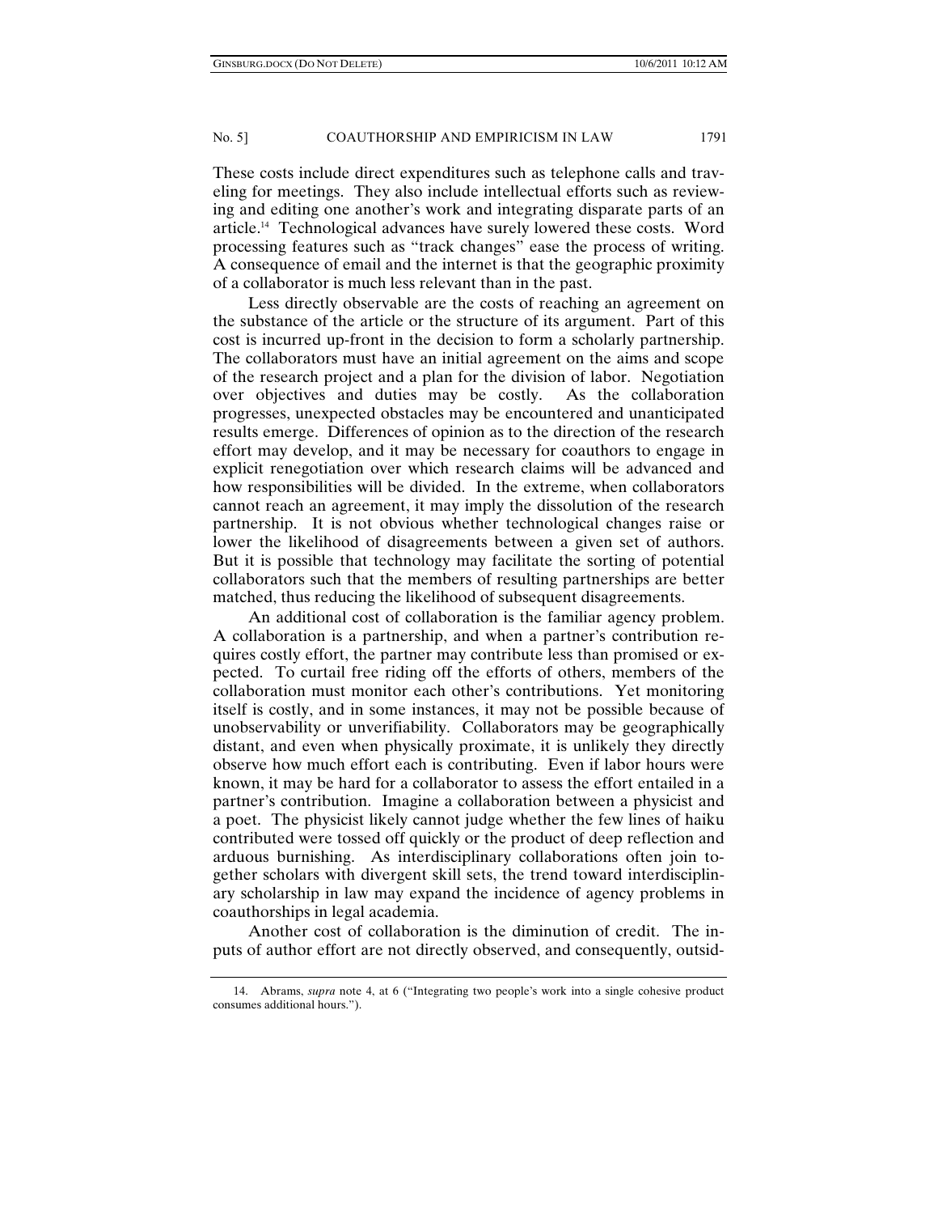These costs include direct expenditures such as telephone calls and traveling for meetings. They also include intellectual efforts such as reviewing and editing one another's work and integrating disparate parts of an article.[14] Technological advances have surely lowered these costs. Word processing features such as "track changes" ease the process of writing. A consequence of email and the internet is that the geographic proximity of a collaborator is much less relevant than in the past.

Less directly observable are the costs of reaching an agreement on the substance of the article or the structure of its argument. Part of this cost is incurred up-front in the decision to form a scholarly partnership. The collaborators must have an initial agreement on the aims and scope of the research project and a plan for the division of labor. Negotiation over objectives and duties may be costly. As the collaboration progresses, unexpected obstacles may be encountered and unanticipated results emerge. Differences of opinion as to the direction of the research effort may develop, and it may be necessary for coauthors to engage in explicit renegotiation over which research claims will be advanced and how responsibilities will be divided. In the extreme, when collaborators cannot reach an agreement, it may imply the dissolution of the research partnership. It is not obvious whether technological changes raise or lower the likelihood of disagreements between a given set of authors. But it is possible that technology may facilitate the sorting of potential collaborators such that the members of resulting partnerships are better matched, thus reducing the likelihood of subsequent disagreements.

An additional cost of collaboration is the familiar agency problem. A collaboration is a partnership, and when a partner's contribution requires costly effort, the partner may contribute less than promised or expected. To curtail free riding off the efforts of others, members of the collaboration must monitor each other's contributions. Yet monitoring itself is costly, and in some instances, it may not be possible because of unobservability or unverifiability. Collaborators may be geographically distant, and even when physically proximate, it is unlikely they directly observe how much effort each is contributing. Even if labor hours were known, it may be hard for a collaborator to assess the effort entailed in a partner's contribution. Imagine a collaboration between a physicist and a poet. The physicist likely cannot judge whether the few lines of haiku contributed were tossed off quickly or the product of deep reflection and arduous burnishing. As interdisciplinary collaborations often join together scholars with divergent skill sets, the trend toward interdisciplinary scholarship in law may expand the incidence of agency problems in coauthorships in legal academia.

Another cost of collaboration is the diminution of credit. The inputs of author effort are not directly observed, and consequently, outsid-

14. Abrams, *supra* note 4, at 6 ("Integrating two people's work into a single cohesive product consumes additional hours.").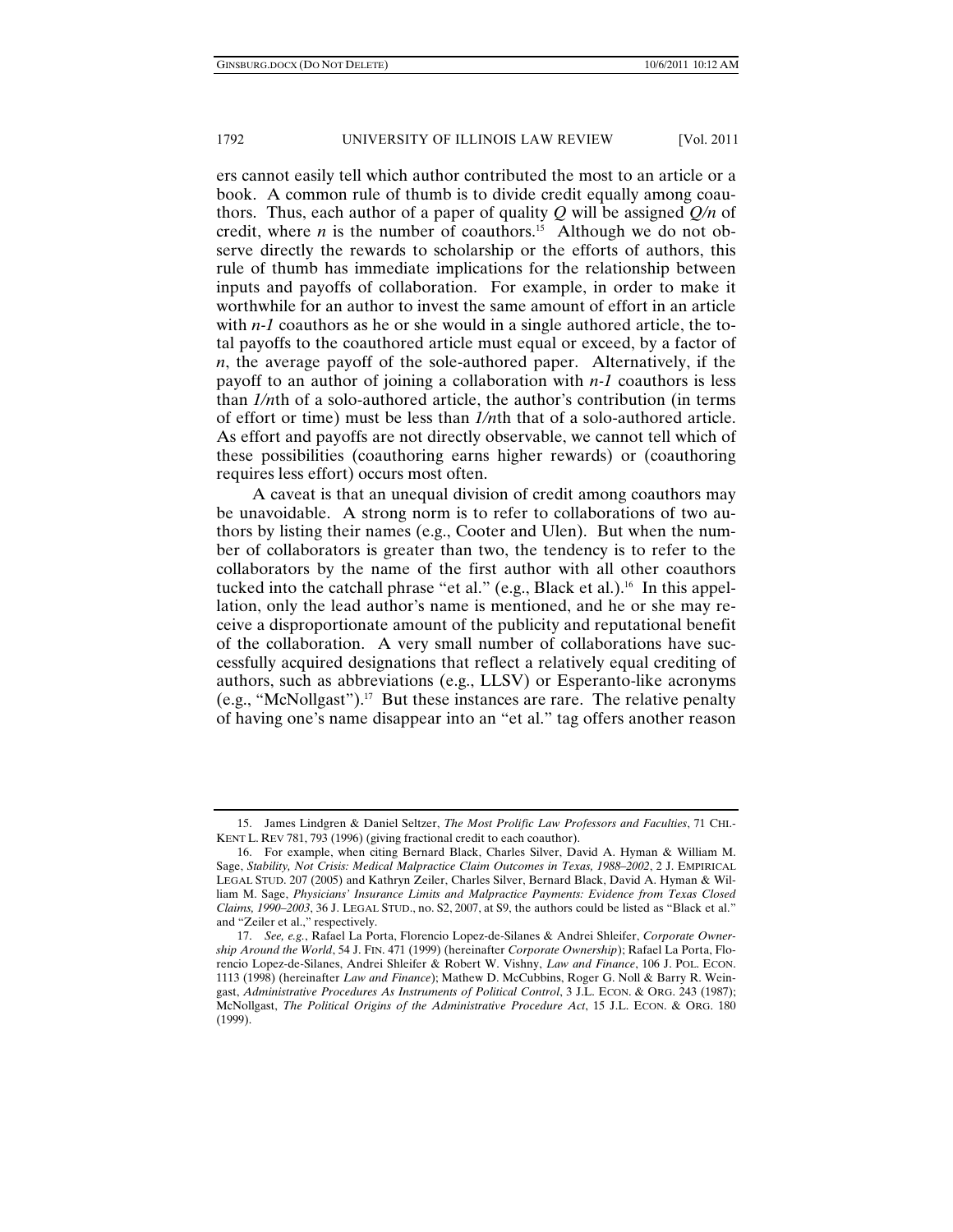ers cannot easily tell which author contributed the most to an article or a book. A common rule of thumb is to divide credit equally among coauthors. Thus, each author of a paper of quality $Q$ will be assigned $Q/n$ of credit, where $n$ is the number of coauthors.[15] Although we do not observe directly the rewards to scholarship or the efforts of authors, this rule of thumb has immediate implications for the relationship between inputs and payoffs of collaboration. For example, in order to make it worthwhile for an author to invest the same amount of effort in an article with $n-1$ coauthors as he or she would in a single authored article, the total payoffs to the coauthored article must equal or exceed, by a factor of $n$, the average payoff of the sole-authored paper. Alternatively, if the payoff to an author of joining a collaboration with $n-1$ coauthors is less than $1/n$th of a solo-authored article, the author's contribution (in terms of effort or time) must be less than $1/n$th that of a solo-authored article. As effort and payoffs are not directly observable, we cannot tell which of these possibilities (coauthoring earns higher rewards) or (coauthoring requires less effort) occurs most often.

A caveat is that an unequal division of credit among coauthors may be unavoidable. A strong norm is to refer to collaborations of two authors by listing their names (e.g., Cooter and Ulen). But when the number of collaborators is greater than two, the tendency is to refer to the collaborators by the name of the first author with all other coauthors tucked into the catchall phrase "et al." (e.g., Black et al.).[16] In this appellation, only the lead author's name is mentioned, and he or she may receive a disproportionate amount of the publicity and reputational benefit of the collaboration. A very small number of collaborations have successfully acquired designations that reflect a relatively equal crediting of authors, such as abbreviations (e.g., LLSV) or Esperanto-like acronyms (e.g., "McNollgast").[17] But these instances are rare. The relative penalty of having one's name disappear into an "et al." tag offers another reason

---

15. James Lindgren & Daniel Seltzer, *The Most Prolific Law Professors and Faculties*, 71 CHI.-KENT L. REV 781, 793 (1996) (giving fractional credit to each coauthor).

16. For example, when citing Bernard Black, Charles Silver, David A. Hyman & William M. Sage, *Stability, Not Crisis: Medical Malpractice Claim Outcomes in Texas, 1988–2002*, 2 J. EMPIRICAL LEGAL STUD. 207 (2005) and Kathryn Zeiler, Charles Silver, Bernard Black, David A. Hyman & William M. Sage, *Physicians' Insurance Limits and Malpractice Payments: Evidence from Texas Closed Claims, 1990–2003*, 36 J. LEGAL STUD., no. S2, 2007, at S9, the authors could be listed as "Black et al." and "Zeiler et al.," respectively.

17. *See, e.g.*, Rafael La Porta, Florencio Lopez-de-Silanes & Andrei Shleifer, *Corporate Ownership Around the World*, 54 J. FIN. 471 (1999) (hereinafter *Corporate Ownership*); Rafael La Porta, Florencio Lopez-de-Silanes, Andrei Shleifer & Robert W. Vishny, *Law and Finance*, 106 J. POL. ECON. 1113 (1998) (hereinafter *Law and Finance*); Mathew D. McCubbins, Roger G. Noll & Barry R. Weingast, *Administrative Procedures As Instruments of Political Control*, 3 J.L. ECON. & ORG. 243 (1987); McNollgast, *The Political Origins of the Administrative Procedure Act*, 15 J.L. ECON. & ORG. 180 (1999).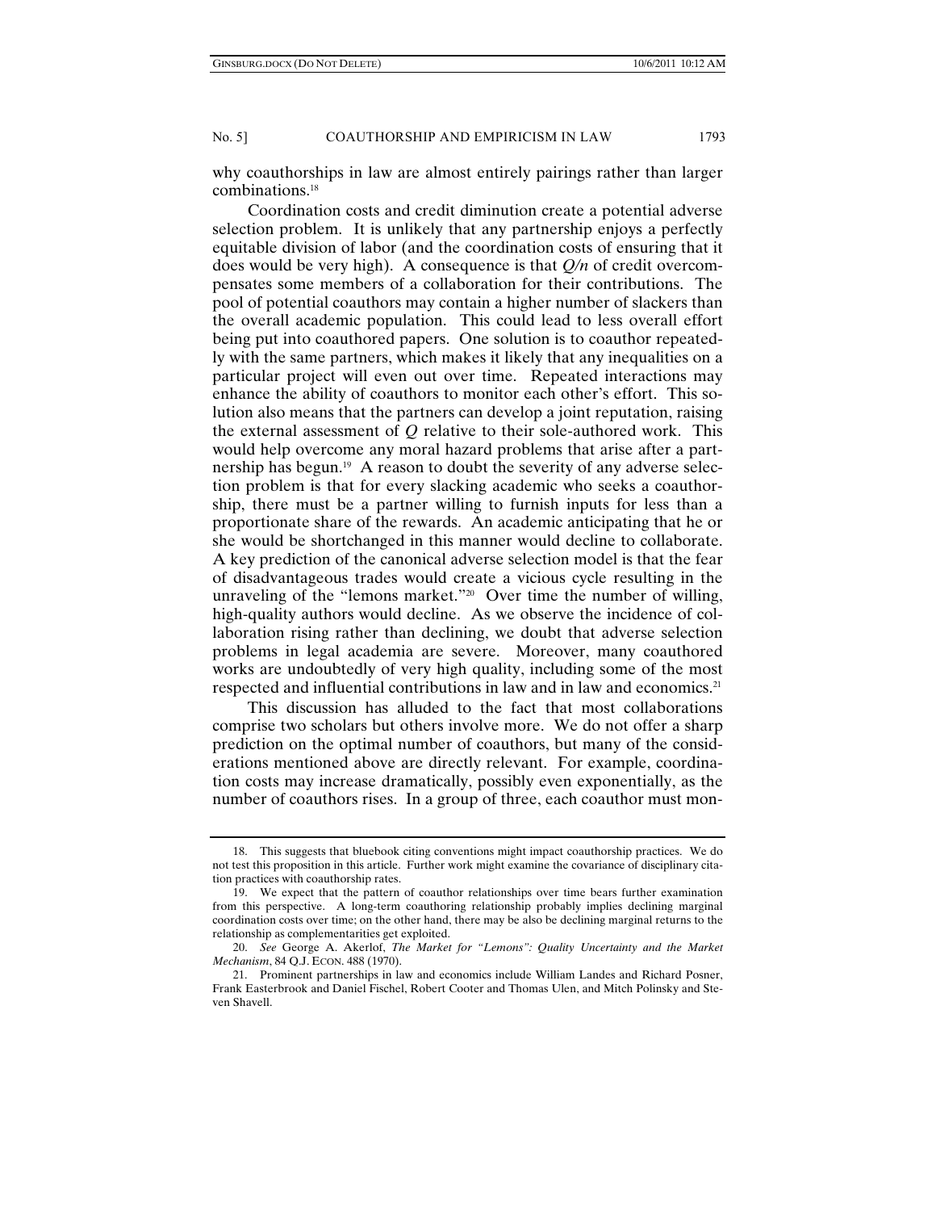why coauthorships in law are almost entirely pairings rather than larger combinations.[18]

Coordination costs and credit diminution create a potential adverse selection problem. It is unlikely that any partnership enjoys a perfectly equitable division of labor (and the coordination costs of ensuring that it does would be very high). A consequence is that $Q/n$ of credit overcompensates some members of a collaboration for their contributions. The pool of potential coauthors may contain a higher number of slackers than the overall academic population. This could lead to less overall effort being put into coauthored papers. One solution is to coauthor repeatedly with the same partners, which makes it likely that any inequalities on a particular project will even out over time. Repeated interactions may enhance the ability of coauthors to monitor each other's effort. This solution also means that the partners can develop a joint reputation, raising the external assessment of $Q$ relative to their sole-authored work. This would help overcome any moral hazard problems that arise after a partnership has begun.[19] A reason to doubt the severity of any adverse selection problem is that for every slacking academic who seeks a coauthorship, there must be a partner willing to furnish inputs for less than a proportionate share of the rewards. An academic anticipating that he or she would be shortchanged in this manner would decline to collaborate. A key prediction of the canonical adverse selection model is that the fear of disadvantageous trades would create a vicious cycle resulting in the unraveling of the "lemons market."[20] Over time the number of willing, high-quality authors would decline. As we observe the incidence of collaboration rising rather than declining, we doubt that adverse selection problems in legal academia are severe. Moreover, many coauthored works are undoubtedly of very high quality, including some of the most respected and influential contributions in law and in law and economics.[21]

This discussion has alluded to the fact that most collaborations comprise two scholars but others involve more. We do not offer a sharp prediction on the optimal number of coauthors, but many of the considerations mentioned above are directly relevant. For example, coordination costs may increase dramatically, possibly even exponentially, as the number of coauthors rises. In a group of three, each coauthor must mon-

---

18. This suggests that bluebook citing conventions might impact coauthorship practices. We do not test this proposition in this article. Further work might examine the covariance of disciplinary citation practices with coauthorship rates.

19. We expect that the pattern of coauthor relationships over time bears further examination from this perspective. A long-term coauthoring relationship probably implies declining marginal coordination costs over time; on the other hand, there may be also be declining marginal returns to the relationship as complementarities get exploited.

20. *See* George A. Akerlof, *The Market for "Lemons": Quality Uncertainty and the Market Mechanism*, 84 Q.J. ECON. 488 (1970).

21. Prominent partnerships in law and economics include William Landes and Richard Posner, Frank Easterbrook and Daniel Fischel, Robert Cooter and Thomas Ulen, and Mitch Polinsky and Steven Shavell.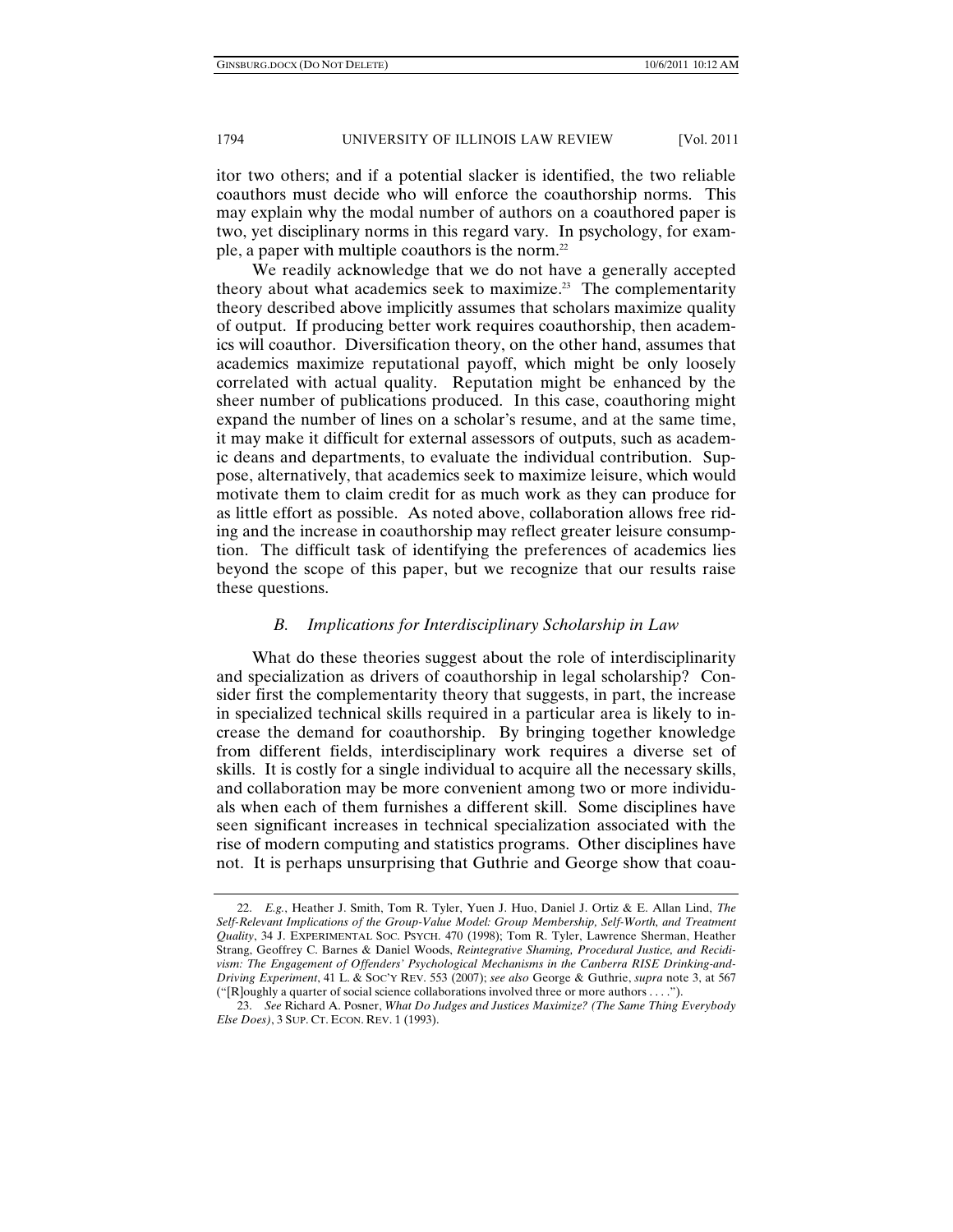itor two others; and if a potential slacker is identified, the two reliable coauthors must decide who will enforce the coauthorship norms. This may explain why the modal number of authors on a coauthored paper is two, yet disciplinary norms in this regard vary. In psychology, for example, a paper with multiple coauthors is the norm.[22]

We readily acknowledge that we do not have a generally accepted theory about what academics seek to maximize.[23] The complementarity theory described above implicitly assumes that scholars maximize quality of output. If producing better work requires coauthorship, then academics will coauthor. Diversification theory, on the other hand, assumes that academics maximize reputational payoff, which might be only loosely correlated with actual quality. Reputation might be enhanced by the sheer number of publications produced. In this case, coauthoring might expand the number of lines on a scholar's resume, and at the same time, it may make it difficult for external assessors of outputs, such as academic deans and departments, to evaluate the individual contribution. Suppose, alternatively, that academics seek to maximize leisure, which would motivate them to claim credit for as much work as they can produce for as little effort as possible. As noted above, collaboration allows free riding and the increase in coauthorship may reflect greater leisure consumption. The difficult task of identifying the preferences of academics lies beyond the scope of this paper, but we recognize that our results raise these questions.

### *B. Implications for Interdisciplinary Scholarship in Law*

What do these theories suggest about the role of interdisciplinarity and specialization as drivers of coauthorship in legal scholarship? Consider first the complementary theory that suggests, in part, the increase in specialized technical skills required in a particular area is likely to increase the demand for coauthorship. By bringing together knowledge from different fields, interdisciplinary work requires a diverse set of skills. It is costly for a single individual to acquire all the necessary skills, and collaboration may be more convenient among two or more individuals when each of them furnishes a different skill. Some disciplines have seen significant increases in technical specialization associated with the rise of modern computing and statistics programs. Other disciplines have not. It is perhaps unsurprising that Guthrie and George show that coau-

---

22. *E.g.*, Heather J. Smith, Tom R. Tyler, Yuen J. Huo, Daniel J. Ortiz & E. Allan Lind, *The Self-Relevant Implications of the Group-Value Model: Group Membership, Self-Worth, and Treatment Quality*, 34 J. EXPERIMENTAL SOC. PSYCH. 470 (1998); Tom R. Tyler, Lawrence Sherman, Heather Strang, Geoffrey C. Barnes & Daniel Woods, *Reintegrative Shaming, Procedural Justice, and Recidivism: The Engagement of Offenders' Psychological Mechanisms in the Canberra RISE Drinking-and-Driving Experiment*, 41 L. & SOC'Y REV. 553 (2007); *see also* George & Guthrie, *supra* note 3, at 567 ("[R]oughly a quarter of social science collaborations involved three or more authors . . . .").

23. *See* Richard A. Posner, *What Do Judges and Justices Maximize? (The Same Thing Everybody Else Does)*, 3 SUP. CT. ECON. REV. 1 (1993).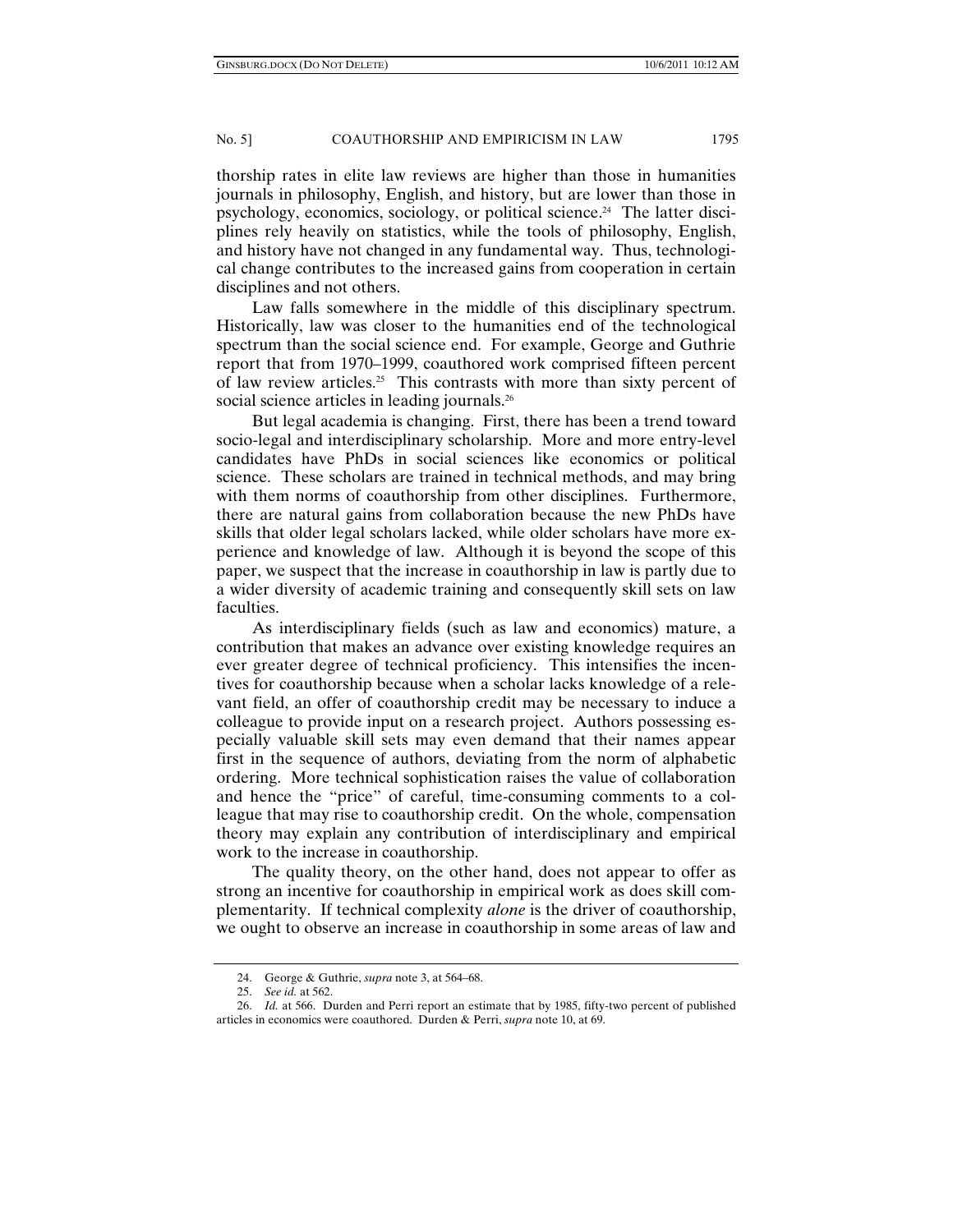thorship rates in elite law reviews are higher than those in humanities journals in philosophy, English, and history, but are lower than those in psychology, economics, sociology, or political science.[24] The latter disciplines rely heavily on statistics, while the tools of philosophy, English, and history have not changed in any fundamental way. Thus, technological change contributes to the increased gains from cooperation in certain disciplines and not others.

Law falls somewhere in the middle of this disciplinary spectrum. Historically, law was closer to the humanities end of the technological spectrum than the social science end. For example, George and Guthrie report that from 1970–1999, coauthored work comprised fifteen percent of law review articles.[25] This contrasts with more than sixty percent of social science articles in leading journals.[26]

But legal academia is changing. First, there has been a trend toward socio-legal and interdisciplinary scholarship. More and more entry-level candidates have PhDs in social sciences like economics or political science. These scholars are trained in technical methods, and may bring with them norms of coauthorship from other disciplines. Furthermore, there are natural gains from collaboration because the new PhDs have skills that older legal scholars lacked, while older scholars have more experience and knowledge of law. Although it is beyond the scope of this paper, we suspect that the increase in coauthorship in law is partly due to a wider diversity of academic training and consequently skill sets on law faculties.

As interdisciplinary fields (such as law and economics) mature, a contribution that makes an advance over existing knowledge requires an ever greater degree of technical proficiency. This intensifies the incentives for coauthorship because when a scholar lacks knowledge of a relevant field, an offer of coauthorship credit may be necessary to induce a colleague to provide input on a research project. Authors possessing especially valuable skill sets may even demand that their names appear first in the sequence of authors, deviating from the norm of alphabetic ordering. More technical sophistication raises the value of collaboration and hence the "price" of careful, time-consuming comments to a colleague that may rise to coauthorship credit. On the whole, compensation theory may explain any contribution of interdisciplinary and empirical work to the increase in coauthorship.

The quality theory, on the other hand, does not appear to offer as strong an incentive for coauthorship in empirical work as does skill complementarity. If technical complexity *alone* is the driver of coauthorship, we ought to observe an increase in coauthorship in some areas of law and

---

24. George & Guthrie, *supra* note 3, at 564–68.

25. *See id.* at 562.

26. *Id.* at 566. Durden and Perri report an estimate that by 1985, fifty-two percent of published articles in economics were coauthored. Durden & Perri, *supra* note 10, at 69.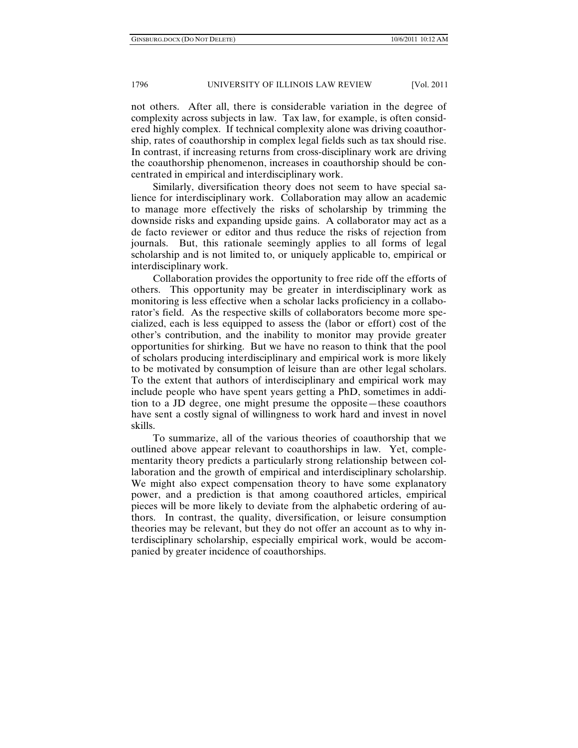not others. After all, there is considerable variation in the degree of complexity across subjects in law. Tax law, for example, is often considered highly complex. If technical complexity alone was driving coauthorship, rates of coauthorship in complex legal fields such as tax should rise. In contrast, if increasing returns from cross-disciplinary work are driving the coauthorship phenomenon, increases in coauthorship should be concentrated in empirical and interdisciplinary work.

Similarly, diversification theory does not seem to have special salience for interdisciplinary work. Collaboration may allow an academic to manage more effectively the risks of scholarship by trimming the downside risks and expanding upside gains. A collaborator may act as a de facto reviewer or editor and thus reduce the risks of rejection from journals. But, this rationale seemingly applies to all forms of legal scholarship and is not limited to, or uniquely applicable to, empirical or interdisciplinary work.

Collaboration provides the opportunity to free ride off the efforts of others. This opportunity may be greater in interdisciplinary work as monitoring is less effective when a scholar lacks proficiency in a collaborator's field. As the respective skills of collaborators become more specialized, each is less equipped to assess the (labor or effort) cost of the other's contribution, and the inability to monitor may provide greater opportunities for shirking. But we have no reason to think that the pool of scholars producing interdisciplinary and empirical work is more likely to be motivated by consumption of leisure than are other legal scholars. To the extent that authors of interdisciplinary and empirical work may include people who have spent years getting a PhD, sometimes in addition to a JD degree, one might presume the opposite—these coauthors have sent a costly signal of willingness to work hard and invest in novel skills.

To summarize, all of the various theories of coauthorship that we outlined above appear relevant to coauthorships in law. Yet, complementarity theory predicts a particularly strong relationship between collaboration and the growth of empirical and interdisciplinary scholarship. We might also expect compensation theory to have some explanatory power, and a prediction is that among coauthored articles, empirical pieces will be more likely to deviate from the alphabetic ordering of authors. In contrast, the quality, diversification, or leisure consumption theories may be relevant, but they do not offer an account as to why interdisciplinary scholarship, especially empirical work, would be accompanied by greater incidence of coauthorships.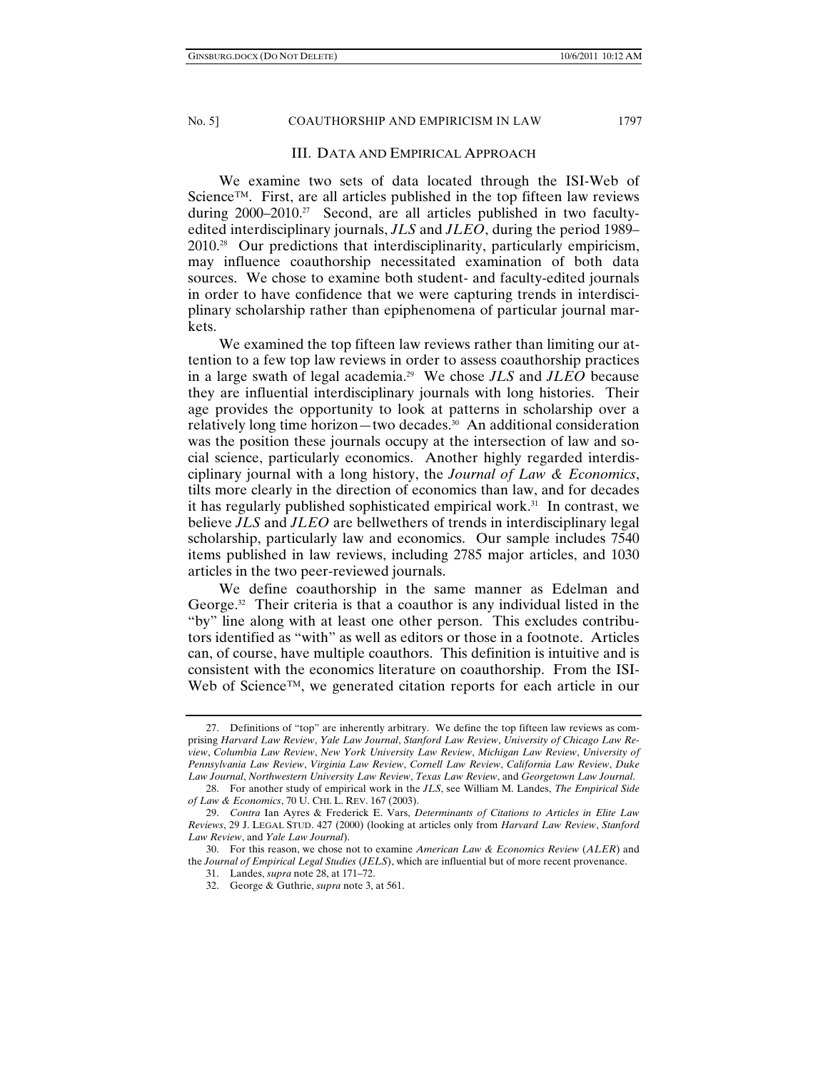## III. DATA AND EMPIRICAL APPROACH

We examine two sets of data located through the ISI-Web of Science™. First, are all articles published in the top fifteen law reviews during 2000–2010.[27] Second, are all articles published in two faculty-edited interdisciplinary journals, *JLS* and *JLEO*, during the period 1989–2010.[28] Our predictions that interdisciplinarity, particularly empiricism, may influence coauthorship necessitated examination of both data sources. We chose to examine both student- and faculty-edited journals in order to have confidence that we were capturing trends in interdisciplinary scholarship rather than epiphenomena of particular journal markets.

We examined the top fifteen law reviews rather than limiting our attention to a few top law reviews in order to assess coauthorship practices in a large swath of legal academia.[29] We chose *JLS* and *JLEO* because they are influential interdisciplinary journals with long histories. Their age provides the opportunity to look at patterns in scholarship over a relatively long time horizon—two decades.[30] An additional consideration was the position these journals occupy at the intersection of law and social science, particularly economics. Another highly regarded interdisciplinary journal with a long history, the *Journal of Law & Economics*, tilts more clearly in the direction of economics than law, and for decades it has regularly published sophisticated empirical work.[31] In contrast, we believe *JLS* and *JLEO* are bellwethers of trends in interdisciplinary legal scholarship, particularly law and economics. Our sample includes 7540 items published in law reviews, including 2785 major articles, and 1030 articles in the two peer-reviewed journals.

We define coauthorship in the same manner as Edelman and George.[32] Their criteria is that a coauthor is any individual listed in the "by" line along with at least one other person. This excludes contributors identified as "with" as well as editors or those in a footnote. Articles can, of course, have multiple coauthors. This definition is intuitive and is consistent with the economics literature on coauthorship. From the ISI-Web of Science™, we generated citation reports for each article in our

---

27. Definitions of "top" are inherently arbitrary. We define the top fifteen law reviews as comprising *Harvard Law Review*, *Yale Law Journal*, *Stanford Law Review*, *University of Chicago Law Review*, *Columbia Law Review*, *New York University Law Review*, *Michigan Law Review*, *University of Pennsylvania Law Review*, *Virginia Law Review*, *Cornell Law Review*, *California Law Review*, *Duke Law Journal*, *Northwestern University Law Review*, *Texas Law Review*, and *Georgetown Law Journal*.

28. For another study of empirical work in the *JLS*, see William M. Landes, *The Empirical Side of Law & Economics*, 70 U. CHI. L. REV. 167 (2003).

29. *Contra* Ian Ayres & Frederick E. Vars, *Determinants of Citations to Articles in Elite Law Reviews*, 29 J. LEGAL STUD. 427 (2000) (looking at articles only from *Harvard Law Review*, *Stanford Law Review*, and *Yale Law Journal*).

30. For this reason, we chose not to examine *American Law & Economics Review* (*ALER*) and the *Journal of Empirical Legal Studies* (*JELS*), which are influential but of more recent provenance.

31. Landes, *supra* note 28, at 171–72.

32. George & Guthrie, *supra* note 3, at 561.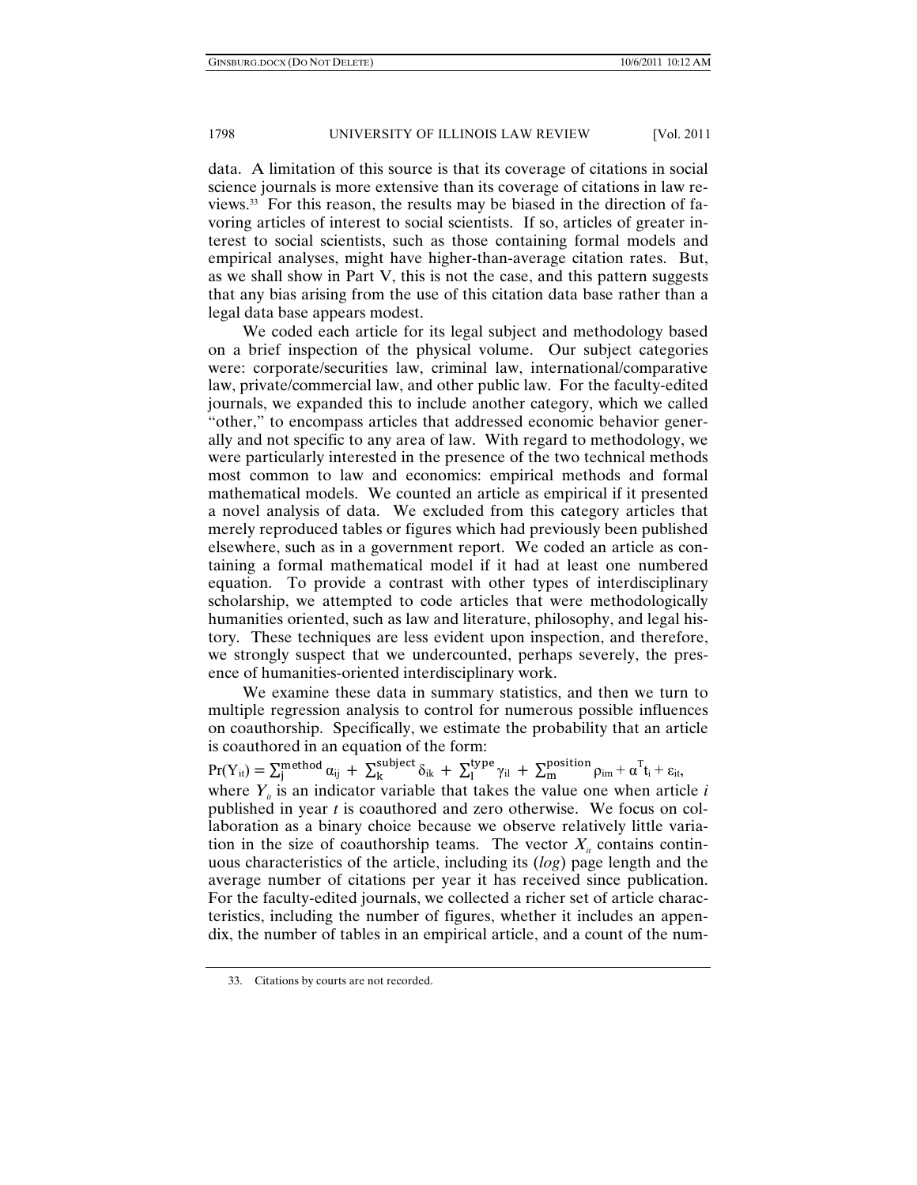data. A limitation of this source is that its coverage of citations in social science journals is more extensive than its coverage of citations in law reviews.[33] For this reason, the results may be biased in the direction of favoring articles of interest to social scientists. If so, articles of greater interest to social scientists, such as those containing formal models and empirical analyses, might have higher-than-average citation rates. But, as we shall show in Part V, this is not the case, and this pattern suggests that any bias arising from the use of this citation data base rather than a legal data base appears modest.

We coded each article for its legal subject and methodology based on a brief inspection of the physical volume. Our subject categories were: corporate/securities law, criminal law, international/comparative law, private/commercial law, and other public law. For the faculty-edited journals, we expanded this to include another category, which we called "other," to encompass articles that addressed economic behavior generally and not specific to any area of law. With regard to methodology, we were particularly interested in the presence of the two technical methods most common to law and economics: empirical methods and formal mathematical models. We counted an article as empirical if it presented a novel analysis of data. We excluded from this category articles that merely reproduced tables or figures which had previously been published elsewhere, such as in a government report. We coded an article as containing a formal mathematical model if it had at least one numbered equation. To provide a contrast with other types of interdisciplinary scholarship, we attempted to code articles that were methodologically humanities oriented, such as law and literature, philosophy, and legal history. These techniques are less evident upon inspection, and therefore, we strongly suspect that we undercounted, perhaps severely, the presence of humanities-oriented interdisciplinary work.

We examine these data in summary statistics, and then we turn to multiple regression analysis to control for numerous possible influences on coauthorship. Specifically, we estimate the probability that an article is coauthored in an equation of the form:

$$\Pr(Y_{it}) = \sum_{j}^{\text{method}} \alpha_{ij} + \sum_{k}^{\text{subject}} \delta_{ik} + \sum_{l}^{\text{type}} \gamma_{il} + \sum_{m}^{\text{position}} \rho_{im} + \alpha^{T} t_i + \varepsilon_{it},$$

where $Y_{it}$ is an indicator variable that takes the value one when article *i* published in year *t* is coauthored and zero otherwise. We focus on collaboration as a binary choice because we observe relatively little variation in the size of coauthorship teams. The vector $X_{it}$ contains continuous characteristics of the article, including its (*log*) page length and the average number of citations per year it has received since publication. For the faculty-edited journals, we collected a richer set of article characteristics, including the number of figures, whether it includes an appendix, the number of tables in an empirical article, and a count of the num-

33. Citations by courts are not recorded.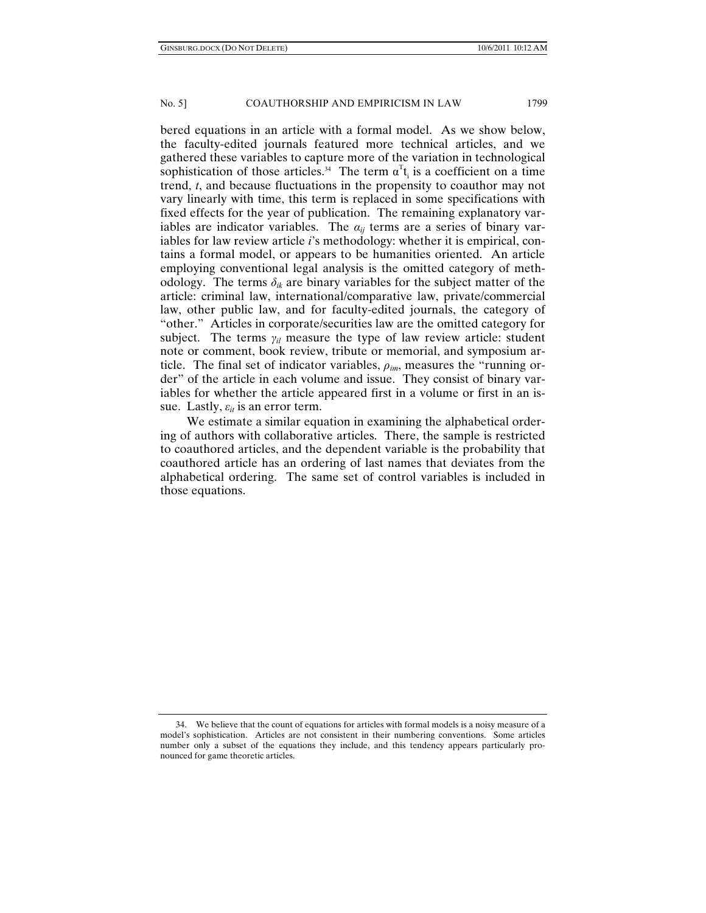bered equations in an article with a formal model. As we show below, the faculty-edited journals featured more technical articles, and we gathered these variables to capture more of the variation in technological sophistication of those articles.[34] The term $\alpha^{T}t_{i}$ is a coefficient on a time trend, *t*, and because fluctuations in the propensity to coauthor may not vary linearly with time, this term is replaced in some specifications with fixed effects for the year of publication. The remaining explanatory variables are indicator variables. The $\alpha_{ij}$ terms are a series of binary variables for law review article *i*'s methodology: whether it is empirical, contains a formal model, or appears to be humanities oriented. An article employing conventional legal analysis is the omitted category of methodology. The terms $\delta_{ik}$ are binary variables for the subject matter of the article: criminal law, international/comparative law, private/commercial law, other public law, and for faculty-edited journals, the category of "other." Articles in corporate/securities law are the omitted category for subject. The terms $\gamma_{il}$ measure the type of law review article: student note or comment, book review, tribute or memorial, and symposium article. The final set of indicator variables, $\rho_{im}$, measures the "running order" of the article in each volume and issue. They consist of binary variables for whether the article appeared first in a volume or first in an issue. Lastly, $\varepsilon_{it}$ is an error term.

We estimate a similar equation in examining the alphabetical ordering of authors with collaborative articles. There, the sample is restricted to coauthored articles, and the dependent variable is the probability that coauthored article has an ordering of last names that deviates from the alphabetical ordering. The same set of control variables is included in those equations.

---

34. We believe that the count of equations for articles with formal models is a noisy measure of a model's sophistication. Articles are not consistent in their numbering conventions. Some articles number only a subset of the equations they include, and this tendency appears particularly pronounced for game theoretic articles.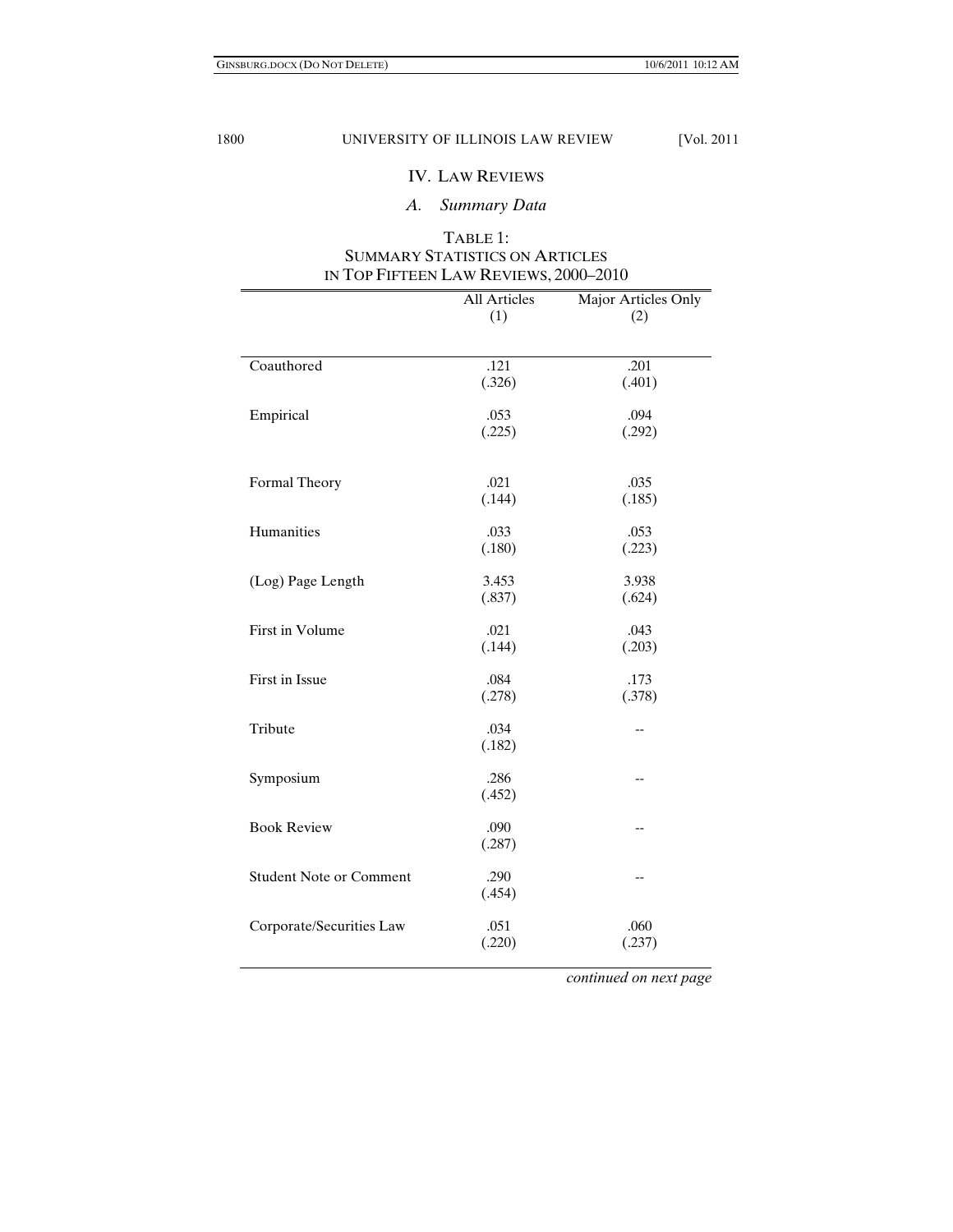## IV. Law Reviews

### *A. Summary Data*

TABLE 1:
SUMMARY STATISTICS ON ARTICLES
IN TOP FIFTEEN LAW REVIEWS, 2000–2010

| | All Articles (1) | Major Articles Only (2) |
|---|---|---|
| Coauthored | .121 (.326) | .201 (.401) |
| Empirical | .053 (.225) | .094 (.292) |
| Formal Theory | .021 (.144) | .035 (.185) |
| Humanities | .033 (.180) | .053 (.223) |
| (Log) Page Length | 3.453 (.837) | 3.938 (.624) |
| First in Volume | .021 (.144) | .043 (.203) |
| First in Issue | .084 (.278) | .173 (.378) |
| Tribute | .034 (.182) | -- |
| Symposium | .286 (.452) | -- |
| Book Review | .090 (.287) | -- |
| Student Note or Comment | .290 (.454) | -- |
| Corporate/Securities Law | .051 (.220) | .060 (.237) |

*continued on next page*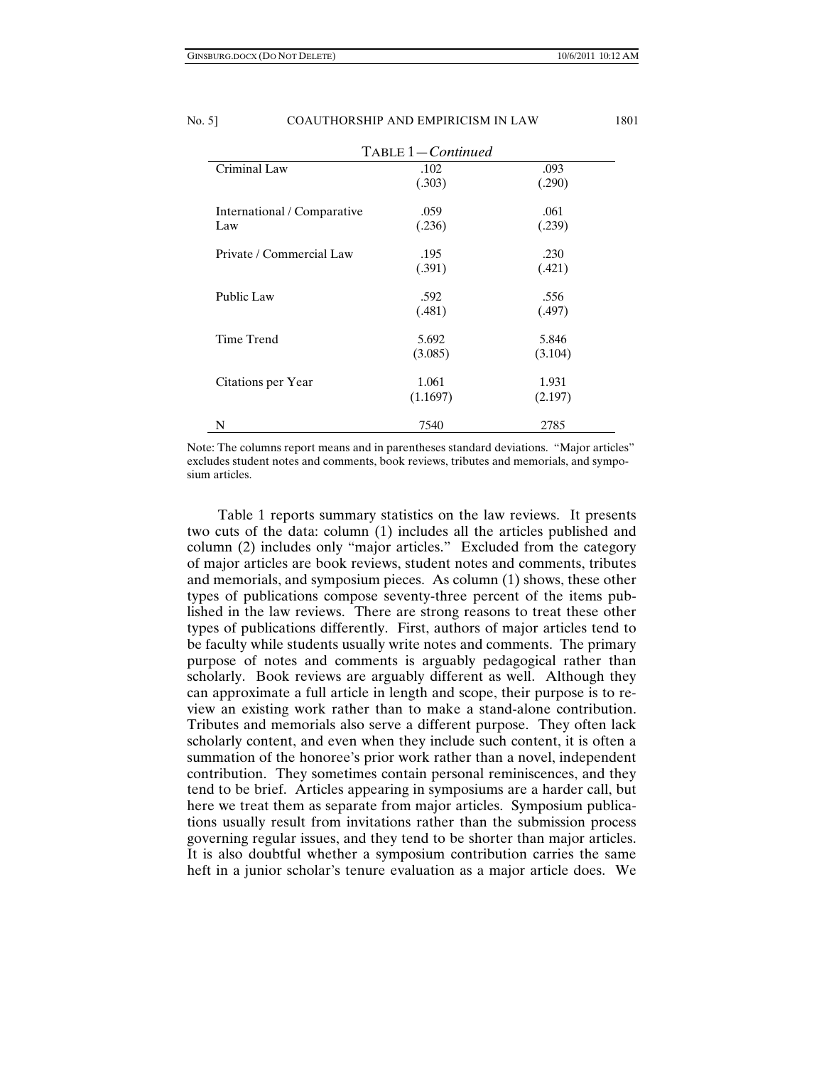TABLE 1—*Continued*

| | | |
|---|---|---|
| Criminal Law | .102 | .093 |
| | (.303) | (.290) |
| International / Comparative Law | .059 | .061 |
| | (.236) | (.239) |
| Private / Commercial Law | .195 | .230 |
| | (.391) | (.421) |
| Public Law | .592 | .556 |
| | (.481) | (.497) |
| Time Trend | 5.692 | 5.846 |
| | (3.085) | (3.104) |
| Citations per Year | 1.061 | 1.931 |
| | (1.1697) | (2.197) |
| N | 7540 | 2785 |

Note: The columns report means and in parentheses standard deviations. "Major articles" excludes student notes and comments, book reviews, tributes and memorials, and symposium articles.

Table 1 reports summary statistics on the law reviews. It presents two cuts of the data: column (1) includes all the articles published and column (2) includes only "major articles." Excluded from the category of major articles are book reviews, student notes and comments, tributes and memorials, and symposium pieces. As column (1) shows, these other types of publications compose seventy-three percent of the items published in the law reviews. There are strong reasons to treat these other types of publications differently. First, authors of major articles tend to be faculty while students usually write notes and comments. The primary purpose of notes and comments is arguably pedagogical rather than scholarly. Book reviews are arguably different as well. Although they can approximate a full article in length and scope, their purpose is to review an existing work rather than to make a stand-alone contribution. Tributes and memorials also serve a different purpose. They often lack scholarly content, and even when they include such content, it is often a summation of the honoree's prior work rather than a novel, independent contribution. They sometimes contain personal reminiscences, and they tend to be brief. Articles appearing in symposiums are a harder call, but here we treat them as separate from major articles. Symposium publications usually result from invitations rather than the submission process governing regular issues, and they tend to be shorter than major articles. It is also doubtful whether a symposium contribution carries the same heft in a junior scholar's tenure evaluation as a major article does. We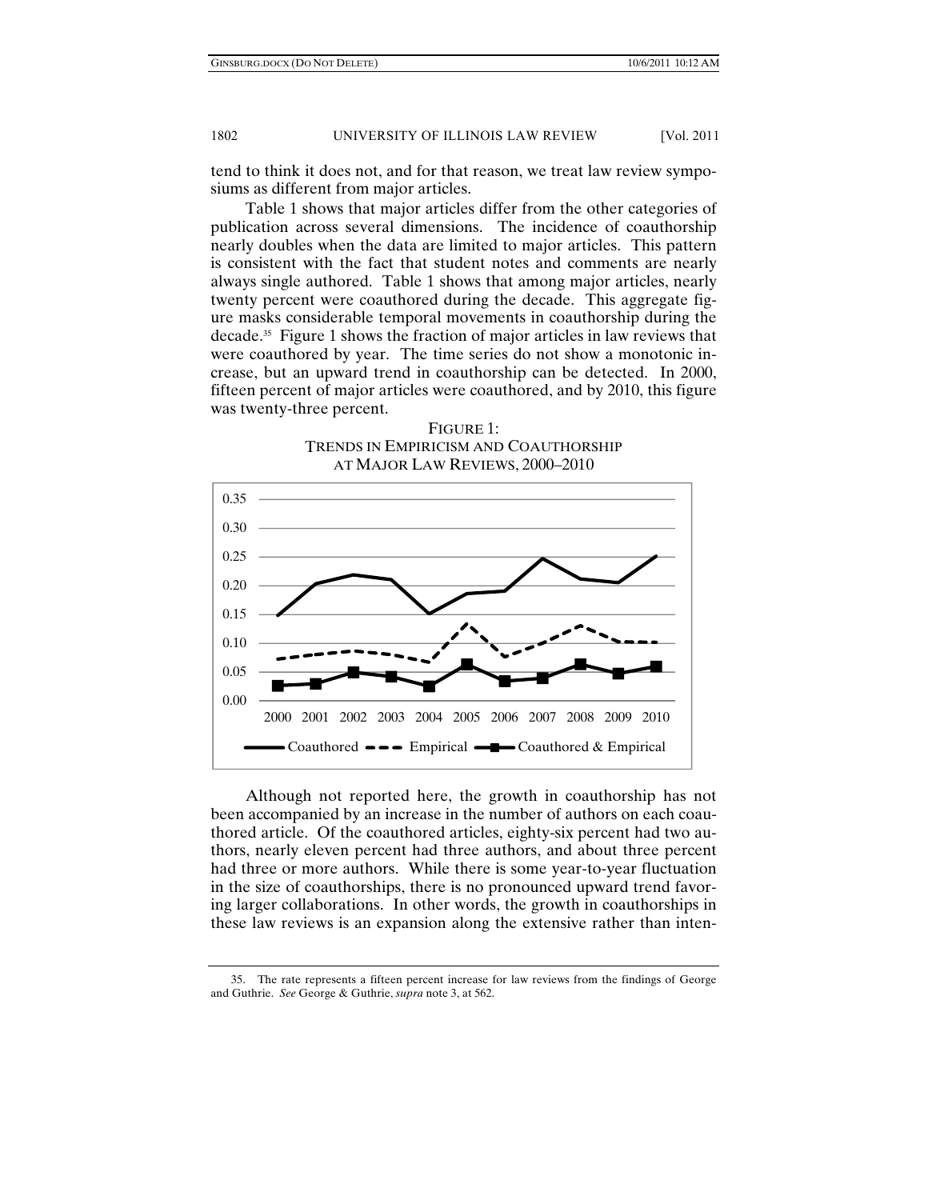tend to think it does not, and for that reason, we treat law review symposiums as different from major articles.

Table 1 shows that major articles differ from the other categories of publication across several dimensions. The incidence of coauthorship nearly doubles when the data are limited to major articles. This pattern is consistent with the fact that student notes and comments are nearly always single authored. Table 1 shows that among major articles, nearly twenty percent were coauthored during the decade. This aggregate figure masks considerable temporal movements in coauthorship during the decade.[35] Figure 1 shows the fraction of major articles in law reviews that were coauthored by year. The time series do not show a monotonic increase, but an upward trend in coauthorship can be detected. In 2000, fifteen percent of major articles were coauthored, and by 2010, this figure was twenty-three percent.

FIGURE 1:
TRENDS IN EMPIRICISM AND COAUTHORSHIP AT MAJOR LAW REVIEWS, 2000–2010

Although not reported here, the growth in coauthorship has not been accompanied by an increase in the number of authors on each coauthored article. Of the coauthored articles, eighty-six percent had two authors, nearly eleven percent had three authors, and about three percent had three or more authors. While there is some year-to-year fluctuation in the size of coauthorships, there is no pronounced upward trend favoring larger collaborations. In other words, the growth in coauthorships in these law reviews is an expansion along the extensive rather than inten-

35. The rate represents a fifteen percent increase for law reviews from the findings of George and Guthrie. *See* George & Guthrie, *supra* note 3, at 562.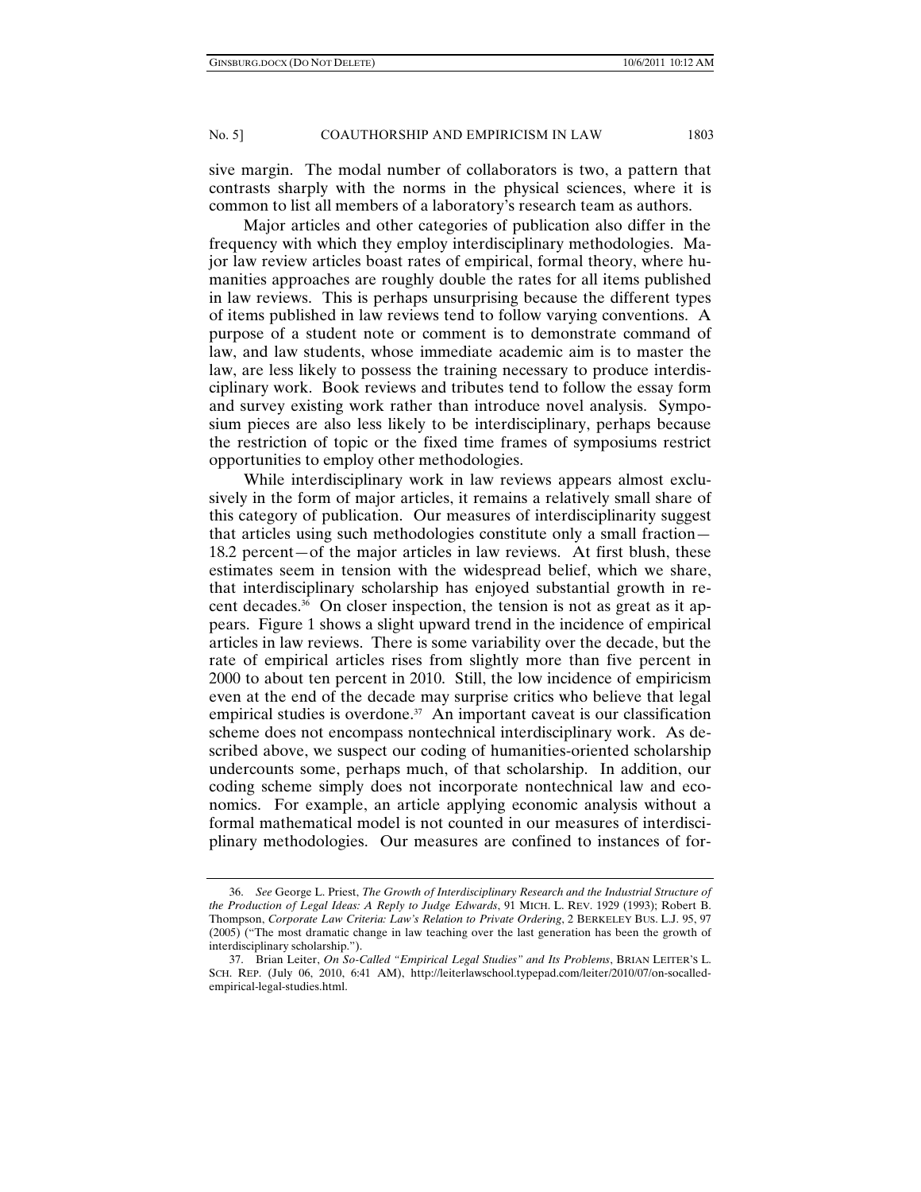sive margin. The modal number of collaborators is two, a pattern that contrasts sharply with the norms in the physical sciences, where it is common to list all members of a laboratory's research team as authors.

Major articles and other categories of publication also differ in the frequency with which they employ interdisciplinary methodologies. Major law review articles boast rates of empirical, formal theory, where humanities approaches are roughly double the rates for all items published in law reviews. This is perhaps unsurprising because the different types of items published in law reviews tend to follow varying conventions. A purpose of a student note or comment is to demonstrate command of law, and law students, whose immediate academic aim is to master the law, are less likely to possess the training necessary to produce interdisciplinary work. Book reviews and tributes tend to follow the essay form and survey existing work rather than introduce novel analysis. Symposium pieces are also less likely to be interdisciplinary, perhaps because the restriction of topic or the fixed time frames of symposiums restrict opportunities to employ other methodologies.

While interdisciplinary work in law reviews appears almost exclusively in the form of major articles, it remains a relatively small share of this category of publication. Our measures of interdisciplinarity suggest that articles using such methodologies constitute only a small fraction—18.2 percent—of the major articles in law reviews. At first blush, these estimates seem in tension with the widespread belief, which we share, that interdisciplinary scholarship has enjoyed substantial growth in recent decades.[36] On closer inspection, the tension is not as great as it appears. Figure 1 shows a slight upward trend in the incidence of empirical articles in law reviews. There is some variability over the decade, but the rate of empirical articles rises from slightly more than five percent in 2000 to about ten percent in 2010. Still, the low incidence of empiricism even at the end of the decade may surprise critics who believe that legal empirical studies is overdone.[37] An important caveat is our classification scheme does not encompass nontechnical interdisciplinary work. As described above, we suspect our coding of humanities-oriented scholarship undercounts some, perhaps much, of that scholarship. In addition, our coding scheme simply does not incorporate nontechnical law and economics. For example, an article applying economic analysis without a formal mathematical model is not counted in our measures of interdisciplinary methodologies. Our measures are confined to instances of for-

---

36. *See* George L. Priest, *The Growth of Interdisciplinary Research and the Industrial Structure of the Production of Legal Ideas: A Reply to Judge Edwards*, 91 MICH. L. REV. 1929 (1993); Robert B. Thompson, *Corporate Law Criteria: Law's Relation to Private Ordering*, 2 BERKELEY BUS. L.J. 95, 97 (2005) ("The most dramatic change in law teaching over the last generation has been the growth of interdisciplinary scholarship.").

37. Brian Leiter, *On So-Called "Empirical Legal Studies" and Its Problems*, BRIAN LEITER'S L. SCH. REP. (July 06, 2010, 6:41 AM), http://leiterlawschool.typepad.com/leiter/2010/07/on-socalled-empirical-legal-studies.html.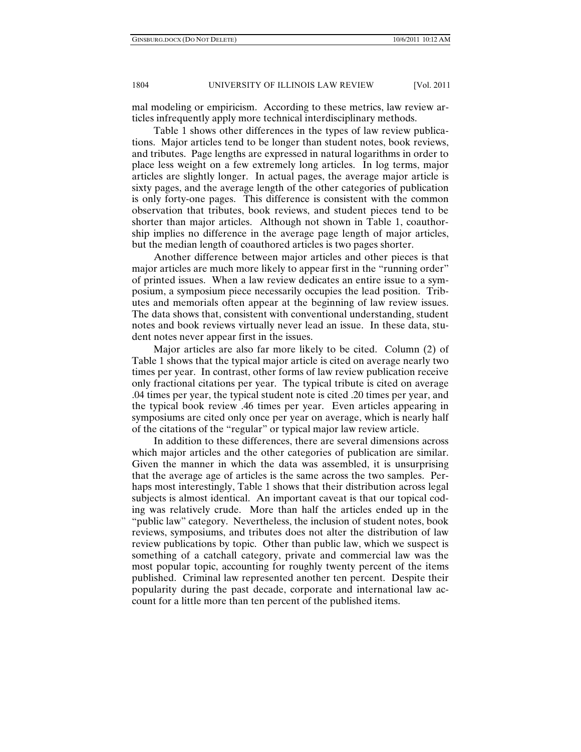mal modeling or empiricism. According to these metrics, law review articles infrequently apply more technical interdisciplinary methods.

Table 1 shows other differences in the types of law review publications. Major articles tend to be longer than student notes, book reviews, and tributes. Page lengths are expressed in natural logarithms in order to place less weight on a few extremely long articles. In log terms, major articles are slightly longer. In actual pages, the average major article is sixty pages, and the average length of the other categories of publication is only forty-one pages. This difference is consistent with the common observation that tributes, book reviews, and student pieces tend to be shorter than major articles. Although not shown in Table 1, coauthorship implies no difference in the average page length of major articles, but the median length of coauthored articles is two pages shorter.

Another difference between major articles and other pieces is that major articles are much more likely to appear first in the "running order" of printed issues. When a law review dedicates an entire issue to a symposium, a symposium piece necessarily occupies the lead position. Tributes and memorials often appear at the beginning of law review issues. The data shows that, consistent with conventional understanding, student notes and book reviews virtually never lead an issue. In these data, student notes never appear first in the issues.

Major articles are also far more likely to be cited. Column (2) of Table 1 shows that the typical major article is cited on average nearly two times per year. In contrast, other forms of law review publication receive only fractional citations per year. The typical tribute is cited on average .04 times per year, the typical student note is cited .20 times per year, and the typical book review .46 times per year. Even articles appearing in symposiums are cited only once per year on average, which is nearly half of the citations of the "regular" or typical major law review article.

In addition to these differences, there are several dimensions across which major articles and the other categories of publication are similar. Given the manner in which the data was assembled, it is unsurprising that the average age of articles is the same across the two samples. Perhaps most interestingly, Table 1 shows that their distribution across legal subjects is almost identical. An important caveat is that our topical coding was relatively crude. More than half the articles ended up in the "public law" category. Nevertheless, the inclusion of student notes, book reviews, symposiums, and tributes does not alter the distribution of law review publications by topic. Other than public law, which we suspect is something of a catchall category, private and commercial law was the most popular topic, accounting for roughly twenty percent of the items published. Criminal law represented another ten percent. Despite their popularity during the past decade, corporate and international law account for a little more than ten percent of the published items.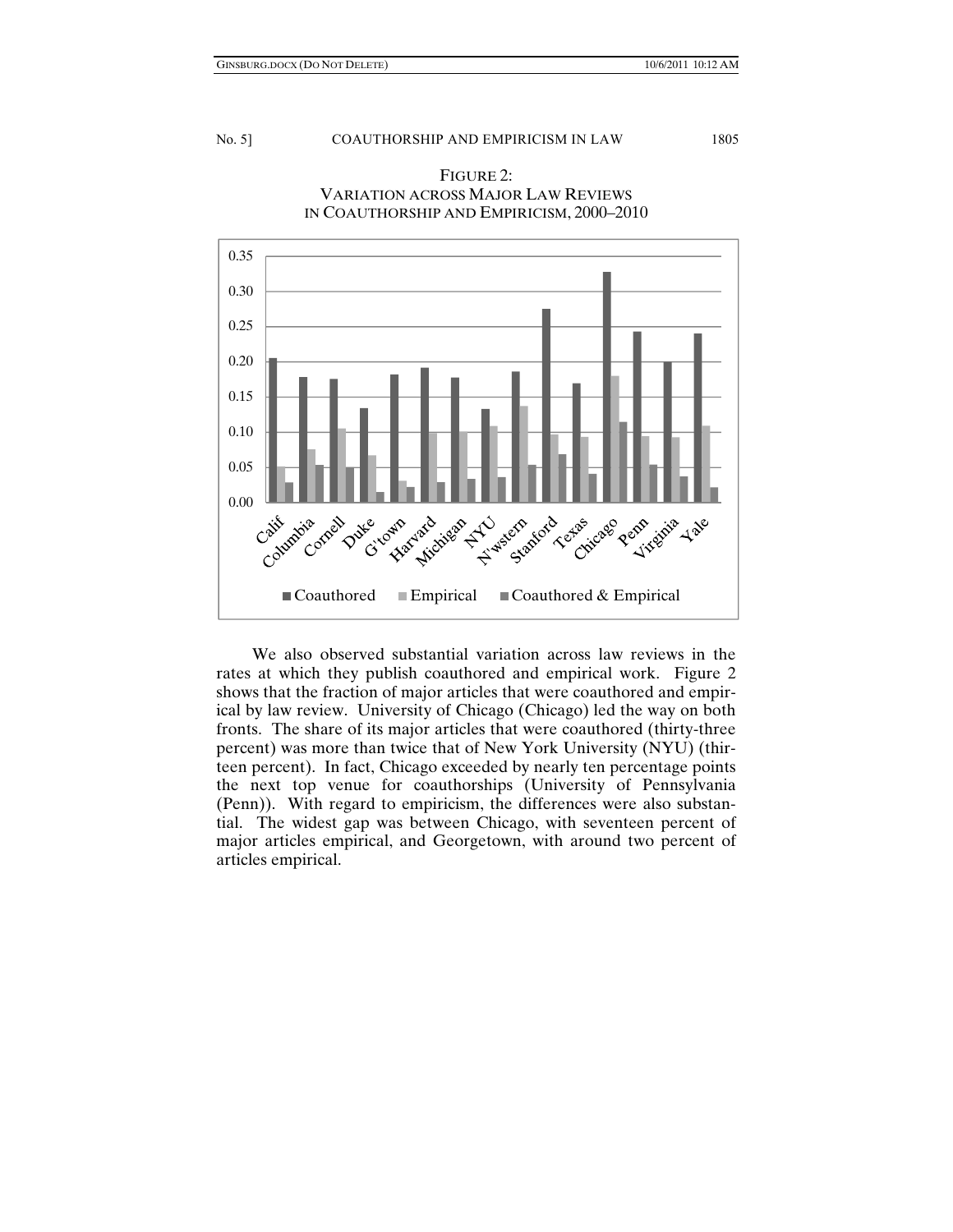FIGURE 2:
VARIATION ACROSS MAJOR LAW REVIEWS
IN COAUTHORSHIP AND EMPIRICISM, 2000–2010

We also observed substantial variation across law reviews in the rates at which they publish coauthored and empirical work. Figure 2 shows that the fraction of major articles that were coauthored and empirical by law review. University of Chicago (Chicago) led the way on both fronts. The share of its major articles that were coauthored (thirty-three percent) was more than twice that of New York University (NYU) (thirteen percent). In fact, Chicago exceeded by nearly ten percentage points the next top venue for coauthorships (University of Pennsylvania (Penn)). With regard to empiricism, the differences were also substantial. The widest gap was between Chicago, with seventeen percent of major articles empirical, and Georgetown, with around two percent of articles empirical.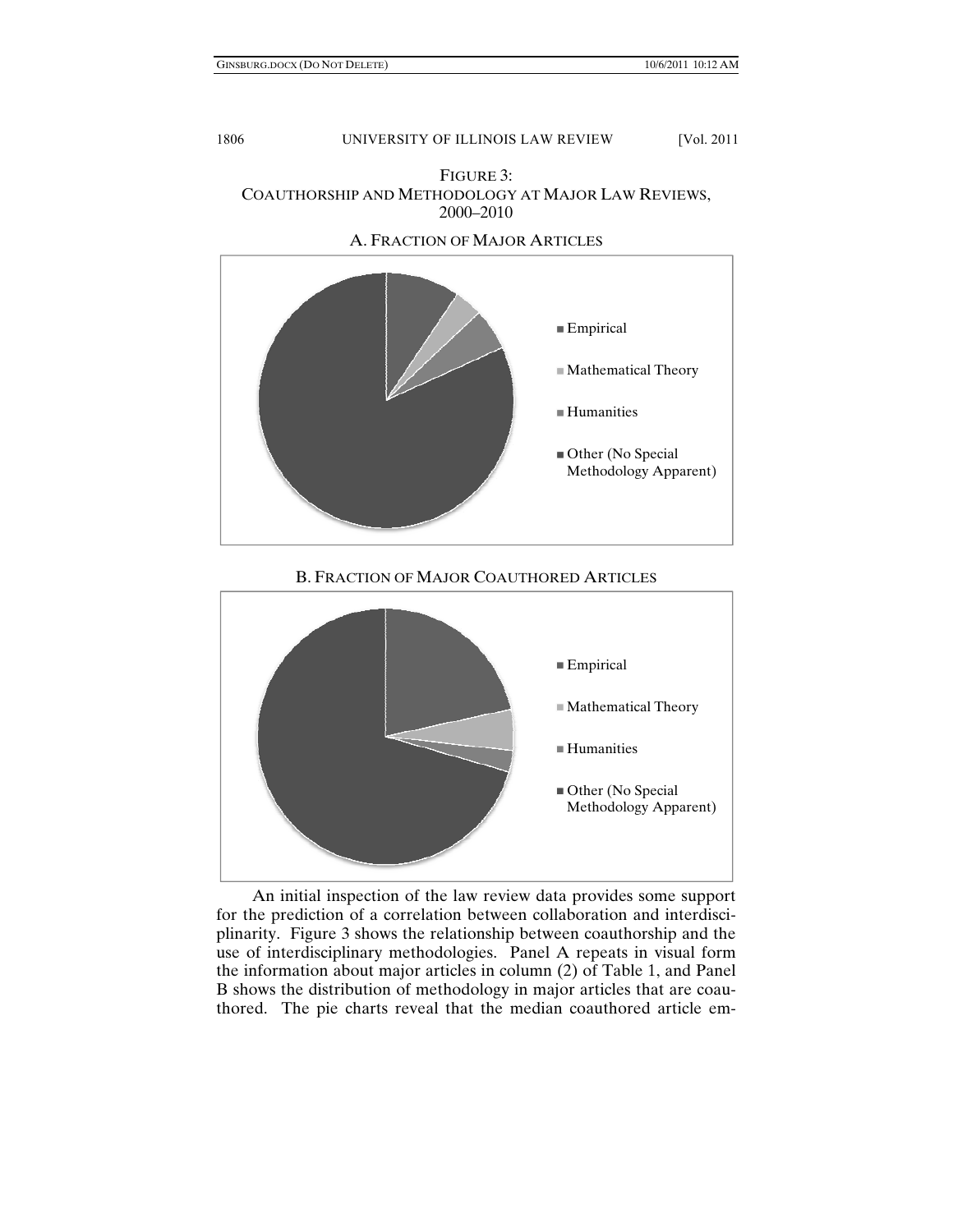FIGURE 3:
COAUTHORSHIP AND METHODOLOGY AT MAJOR LAW REVIEWS, 2000–2010

A. FRACTION OF MAJOR ARTICLES

- Empirical
- Mathematical Theory
- Humanities
- Other (No Special Methodology Apparent)

B. FRACTION OF MAJOR COAUTHORED ARTICLES

- Empirical
- Mathematical Theory
- Humanities
- Other (No Special Methodology Apparent)

An initial inspection of the law review data provides some support for the prediction of a correlation between collaboration and interdisciplinarity. Figure 3 shows the relationship between coauthorship and the use of interdisciplinary methodologies. Panel A repeats in visual form the information about major articles in column (2) of Table 1, and Panel B shows the distribution of methodology in major articles that are coauthored. The pie charts reveal that the median coauthored article em-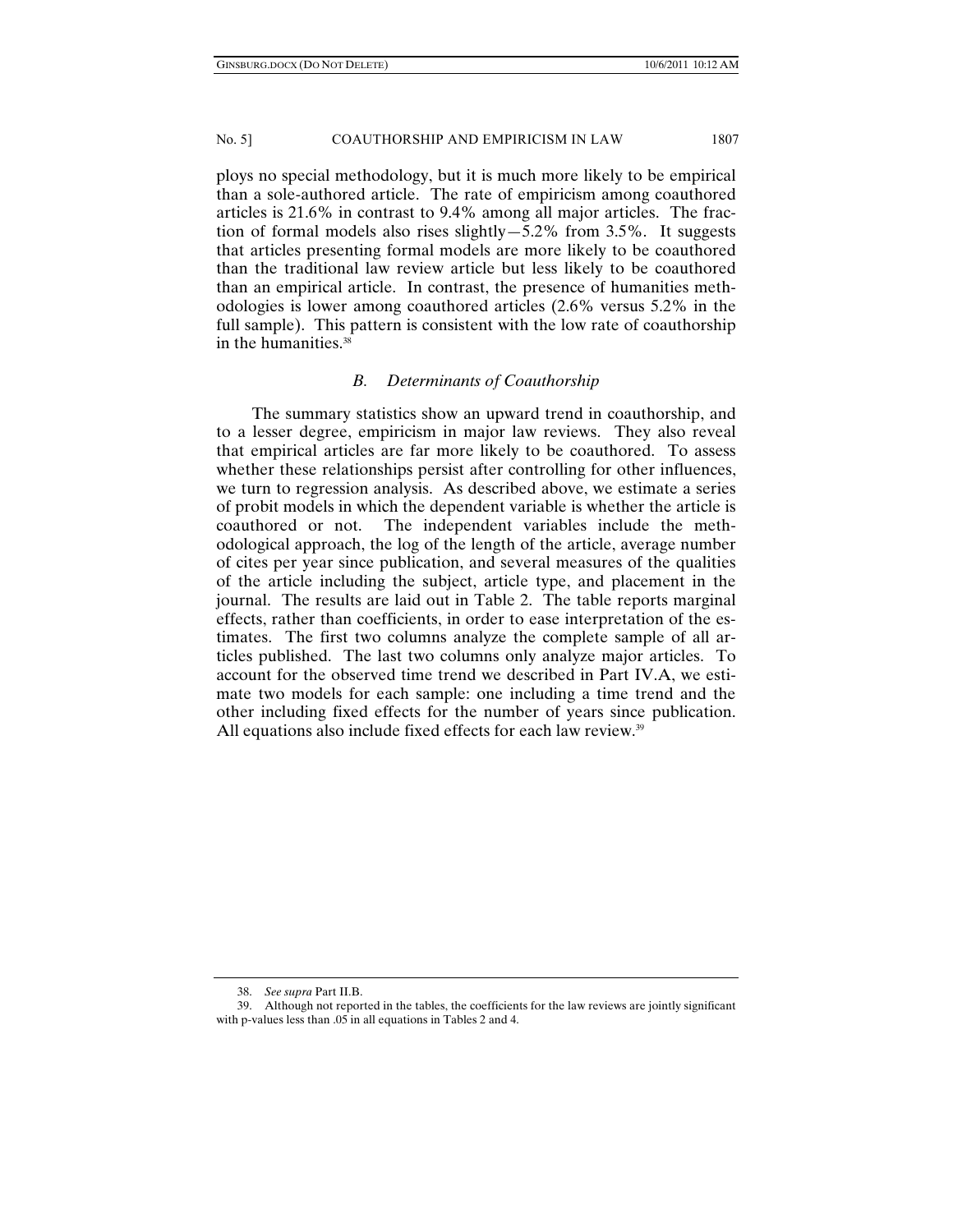ploys no special methodology, but it is much more likely to be empirical than a sole-authored article. The rate of empiricism among coauthored articles is 21.6% in contrast to 9.4% among all major articles. The fraction of formal models also rises slightly—5.2% from 3.5%. It suggests that articles presenting formal models are more likely to be coauthored than the traditional law review article but less likely to be coauthored than an empirical article. In contrast, the presence of humanities methodologies is lower among coauthored articles (2.6% versus 5.2% in the full sample). This pattern is consistent with the low rate of coauthorship in the humanities.[38]

### *B. Determinants of Coauthorship*

The summary statistics show an upward trend in coauthorship, and to a lesser degree, empiricism in major law reviews. They also reveal that empirical articles are far more likely to be coauthored. To assess whether these relationships persist after controlling for other influences, we turn to regression analysis. As described above, we estimate a series of probit models in which the dependent variable is whether the article is coauthored or not. The independent variables include the methodological approach, the log of the length of the article, average number of cites per year since publication, and several measures of the qualities of the article including the subject, article type, and placement in the journal. The results are laid out in Table 2. The table reports marginal effects, rather than coefficients, in order to ease interpretation of the estimates. The first two columns analyze the complete sample of all articles published. The last two columns only analyze major articles. To account for the observed time trend we described in Part IV.A, we estimate two models for each sample: one including a time trend and the other including fixed effects for the number of years since publication. All equations also include fixed effects for each law review.[39]

---

38. *See supra* Part II.B.

39. Although not reported in the tables, the coefficients for the law reviews are jointly significant with p-values less than .05 in all equations in Tables 2 and 4.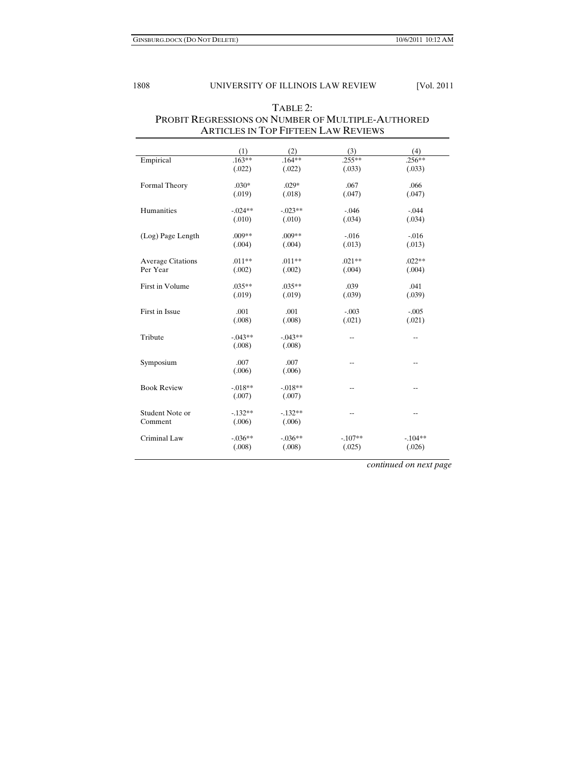TABLE 2:
PROBIT REGRESSIONS ON NUMBER OF MULTIPLE-AUTHORED ARTICLES IN TOP FIFTEEN LAW REVIEWS

| | (1) | (2) | (3) | (4) |
|---|---|---|---|---|
| Empirical | .163** | .164** | .255** | .256** |
| | (.022) | (.022) | (.033) | (.033) |
| Formal Theory | .030* | .029* | .067 | .066 |
| | (.019) | (.018) | (.047) | (.047) |
| Humanities | -.024** | -.023** | -.046 | -.044 |
| | (.010) | (.010) | (.034) | (.034) |
| (Log) Page Length | .009** | .009** | -.016 | -.016 |
| | (.004) | (.004) | (.013) | (.013) |
| Average Citations Per Year | .011** | .011** | .021** | .022** |
| | (.002) | (.002) | (.004) | (.004) |
| First in Volume | .035** | .035** | .039 | .041 |
| | (.019) | (.019) | (.039) | (.039) |
| First in Issue | .001 | .001 | -.003 | -.005 |
| | (.008) | (.008) | (.021) | (.021) |
| Tribute | -.043** | -.043** | -- | -- |
| | (.008) | (.008) | | |
| Symposium | .007 | .007 | -- | -- |
| | (.006) | (.006) | | |
| Book Review | -.018** | -.018** | -- | -- |
| | (.007) | (.007) | | |
| Student Note or Comment | -.132** | -.132** | -- | -- |
| | (.006) | (.006) | | |
| Criminal Law | -.036** | -.036** | -.107** | -.104** |
| | (.008) | (.008) | (.025) | (.026) |

*continued on next page*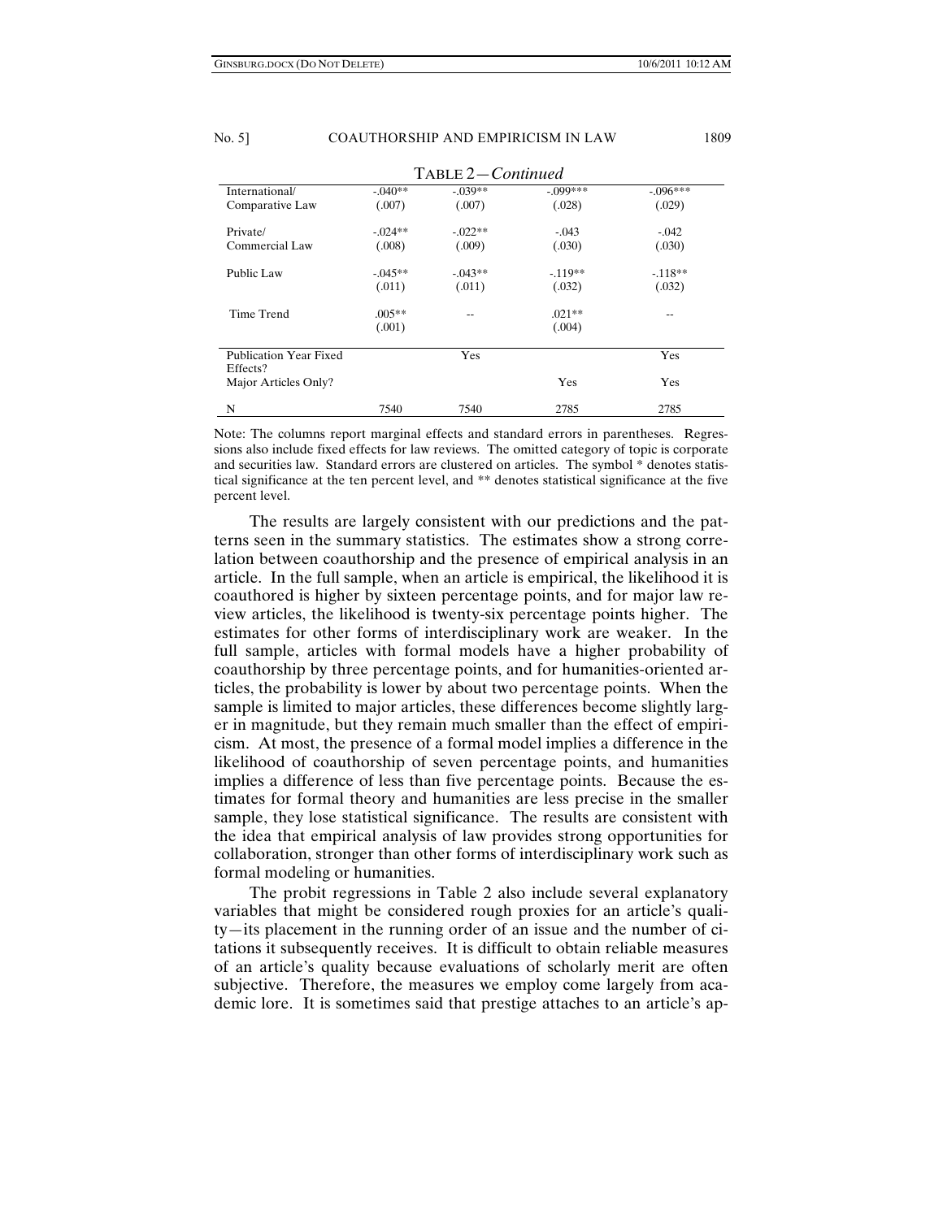TABLE 2—*Continued*

| | | | | |
|---|---|---|---|---|
| International/ Comparative Law | -.040** (.007) | -.039** (.007) | -.099*** (.028) | -.096*** (.029) |
| Private/ Commercial Law | -.024** (.008) | -.022** (.009) | -.043 (.030) | -.042 (.030) |
| Public Law | -.045** (.011) | -.043** (.011) | -.119** (.032) | -.118** (.032) |
| Time Trend | .005** (.001) | -- | .021** (.004) | -- |
| Publication Year Fixed Effects? | | Yes | | Yes |
| Major Articles Only? | | | Yes | Yes |
| N | 7540 | 7540 | 2785 | 2785 |

Note: The columns report marginal effects and standard errors in parentheses. Regressions also include fixed effects for law reviews. The omitted category of topic is corporate and securities law. Standard errors are clustered on articles. The symbol * denotes statistical significance at the ten percent level, and ** denotes statistical significance at the five percent level.

The results are largely consistent with our predictions and the patterns seen in the summary statistics. The estimates show a strong correlation between coauthorship and the presence of empirical analysis in an article. In the full sample, when an article is empirical, the likelihood it is coauthored is higher by sixteen percentage points, and for major law review articles, the likelihood is twenty-six percentage points higher. The estimates for other forms of interdisciplinary work are weaker. In the full sample, articles with formal models have a higher probability of coauthorship by three percentage points, and for humanities-oriented articles, the probability is lower by about two percentage points. When the sample is limited to major articles, these differences become slightly larger in magnitude, but they remain much smaller than the effect of empiricism. At most, the presence of a formal model implies a difference in the likelihood of coauthorship of seven percentage points, and humanities implies a difference of less than five percentage points. Because the estimates for formal theory and humanities are less precise in the smaller sample, they lose statistical significance. The results are consistent with the idea that empirical analysis of law provides strong opportunities for collaboration, stronger than other forms of interdisciplinary work such as formal modeling or humanities.

The probit regressions in Table 2 also include several explanatory variables that might be considered rough proxies for an article's quality—its placement in the running order of an issue and the number of citations it subsequently receives. It is difficult to obtain reliable measures of an article's quality because evaluations of scholarly merit are often subjective. Therefore, the measures we employ come largely from academic lore. It is sometimes said that prestige attaches to an article's ap-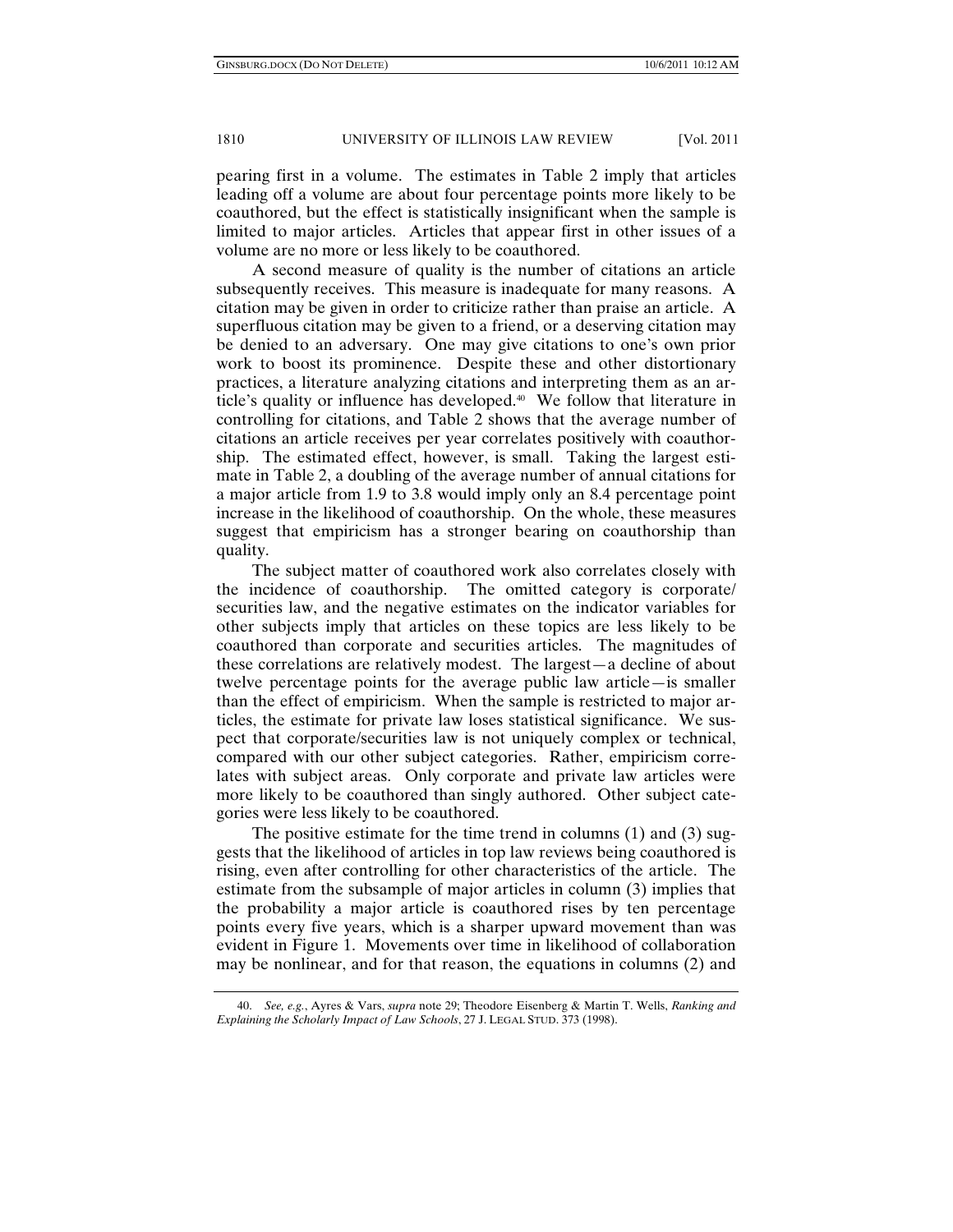pearing first in a volume. The estimates in Table 2 imply that articles leading off a volume are about four percentage points more likely to be coauthored, but the effect is statistically insignificant when the sample is limited to major articles. Articles that appear first in other issues of a volume are no more or less likely to be coauthored.

A second measure of quality is the number of citations an article subsequently receives. This measure is inadequate for many reasons. A citation may be given in order to criticize rather than praise an article. A superfluous citation may be given to a friend, or a deserving citation may be denied to an adversary. One may give citations to one's own prior work to boost its prominence. Despite these and other distortionary practices, a literature analyzing citations and interpreting them as an article's quality or influence has developed.[40] We follow that literature in controlling for citations, and Table 2 shows that the average number of citations an article receives per year correlates positively with coauthorship. The estimated effect, however, is small. Taking the largest estimate in Table 2, a doubling of the average number of annual citations for a major article from 1.9 to 3.8 would imply only an 8.4 percentage point increase in the likelihood of coauthorship. On the whole, these measures suggest that empiricism has a stronger bearing on coauthorship than quality.

The subject matter of coauthored work also correlates closely with the incidence of coauthorship. The omitted category is corporate/securities law, and the negative estimates on the indicator variables for other subjects imply that articles on these topics are less likely to be coauthored than corporate and securities articles. The magnitudes of these correlations are relatively modest. The largest—a decline of about twelve percentage points for the average public law article—is smaller than the effect of empiricism. When the sample is restricted to major articles, the estimate for private law loses statistical significance. We suspect that corporate/securities law is not uniquely complex or technical, compared with our other subject categories. Rather, empiricism correlates with subject areas. Only corporate and private law articles were more likely to be coauthored than singly authored. Other subject categories were less likely to be coauthored.

The positive estimate for the time trend in columns (1) and (3) suggests that the likelihood of articles in top law reviews being coauthored is rising, even after controlling for other characteristics of the article. The estimate from the subsample of major articles in column (3) implies that the probability a major article is coauthored rises by ten percentage points every five years, which is a sharper upward movement than was evident in Figure 1. Movements over time in likelihood of collaboration may be nonlinear, and for that reason, the equations in columns (2) and

---

40. *See, e.g.*, Ayres & Vars, *supra* note 29; Theodore Eisenberg & Martin T. Wells, *Ranking and Explaining the Scholarly Impact of Law Schools*, 27 J. LEGAL STUD. 373 (1998).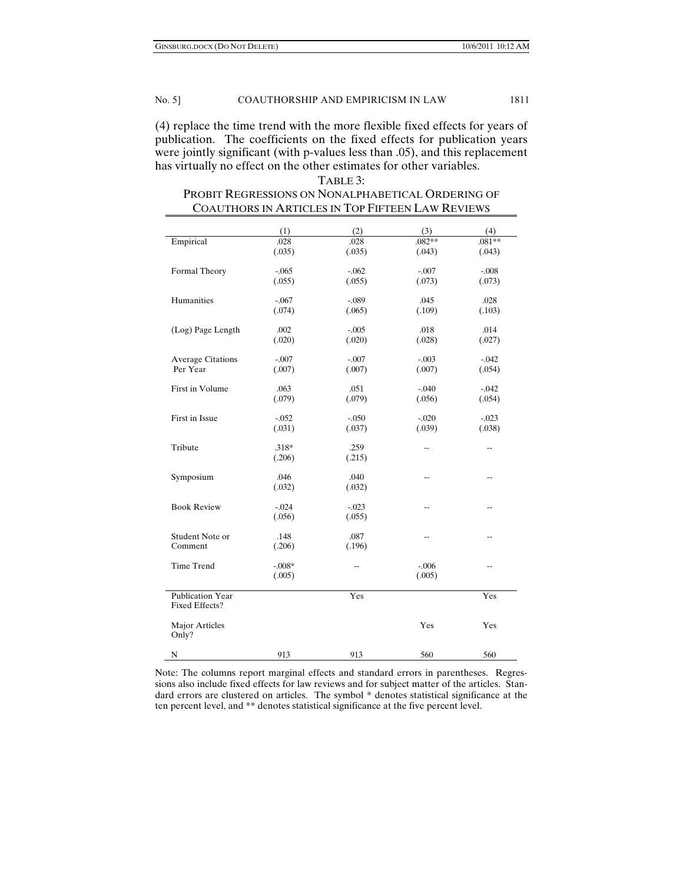(4) replace the time trend with the more flexible fixed effects for years of publication. The coefficients on the fixed effects for publication years were jointly significant (with p-values less than .05), and this replacement has virtually no effect on the other estimates for other variables.

TABLE 3:
PROBIT REGRESSIONS ON NONALPHABETICAL ORDERING OF COAUTHORS IN ARTICLES IN TOP FIFTEEN LAW REVIEWS

| | (1) | (2) | (3) | (4) |
|---|---|---|---|---|
| Empirical | .028<br>(.035) | .028<br>(.035) | .082**<br>(.043) | .081**<br>(.043) |
| Formal Theory | -.065<br>(.055) | -.062<br>(.055) | -.007<br>(.073) | -.008<br>(.073) |
| Humanities | -.067<br>(.074) | -.089<br>(.065) | .045<br>(.109) | .028<br>(.103) |
| (Log) Page Length | .002<br>(.020) | -.005<br>(.020) | .018<br>(.028) | .014<br>(.027) |
| Average Citations Per Year | -.007<br>(.007) | -.007<br>(.007) | -.003<br>(.007) | -.042<br>(.054) |
| First in Volume | .063<br>(.079) | .051<br>(.079) | -.040<br>(.056) | -.042<br>(.054) |
| First in Issue | -.052<br>(.031) | -.050<br>(.037) | -.020<br>(.039) | -.023<br>(.038) |
| Tribute | .318*<br>(.206) | .259<br>(.215) | -- | -- |
| Symposium | .046<br>(.032) | .040<br>(.032) | -- | -- |
| Book Review | -.024<br>(.056) | -.023<br>(.055) | -- | -- |
| Student Note or Comment | .148<br>(.206) | .087<br>(.196) | -- | -- |
| Time Trend | -.008*<br>(.005) | -- | -.006<br>(.005) | -- |
| Publication Year Fixed Effects? | | Yes | | Yes |
| Major Articles Only? | | | Yes | Yes |
| N | 913 | 913 | 560 | 560 |

Note: The columns report marginal effects and standard errors in parentheses. Regressions also include fixed effects for law reviews and for subject matter of the articles. Standard errors are clustered on articles. The symbol * denotes statistical significance at the ten percent level, and ** denotes statistical significance at the five percent level.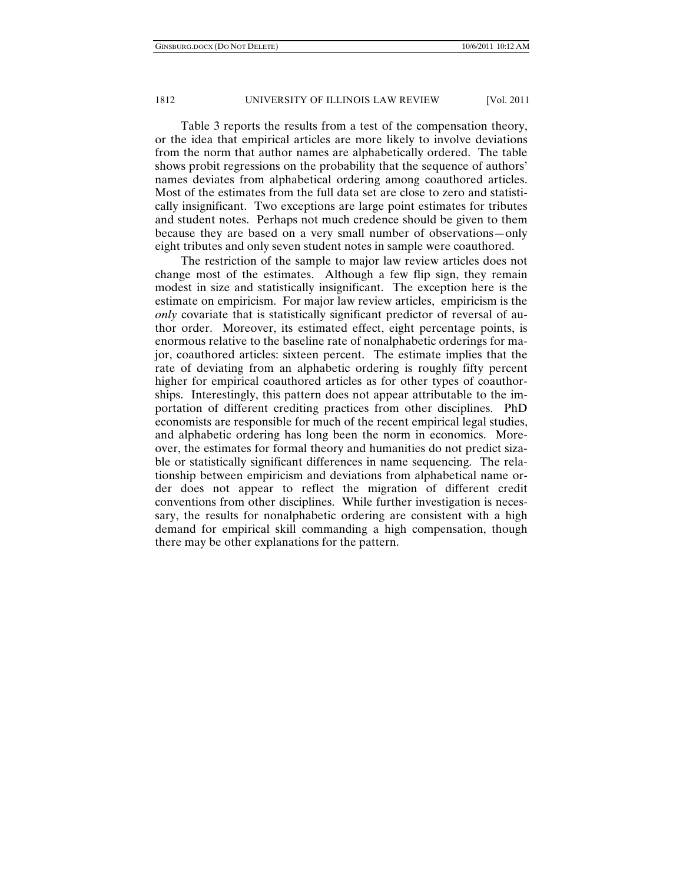Table 3 reports the results from a test of the compensation theory, or the idea that empirical articles are more likely to involve deviations from the norm that author names are alphabetically ordered. The table shows probit regressions on the probability that the sequence of authors' names deviates from alphabetical ordering among coauthored articles. Most of the estimates from the full data set are close to zero and statistically insignificant. Two exceptions are large point estimates for tributes and student notes. Perhaps not much credence should be given to them because they are based on a very small number of observations—only eight tributes and only seven student notes in sample were coauthored.

The restriction of the sample to major law review articles does not change most of the estimates. Although a few flip sign, they remain modest in size and statistically insignificant. The exception here is the estimate on empiricism. For major law review articles, empiricism is the *only* covariate that is statistically significant predictor of reversal of author order. Moreover, its estimated effect, eight percentage points, is enormous relative to the baseline rate of nonalphabetic orderings for major, coauthored articles: sixteen percent. The estimate implies that the rate of deviating from an alphabetic ordering is roughly fifty percent higher for empirical coauthored articles as for other types of coauthorships. Interestingly, this pattern does not appear attributable to the importation of different crediting practices from other disciplines. PhD economists are responsible for much of the recent empirical legal studies, and alphabetic ordering has long been the norm in economics. Moreover, the estimates for formal theory and humanities do not predict sizable or statistically significant differences in name sequencing. The relationship between empiricism and deviations from alphabetical name order does not appear to reflect the migration of different credit conventions from other disciplines. While further investigation is necessary, the results for nonalphabetic ordering are consistent with a high demand for empirical skill commanding a high compensation, though there may be other explanations for the pattern.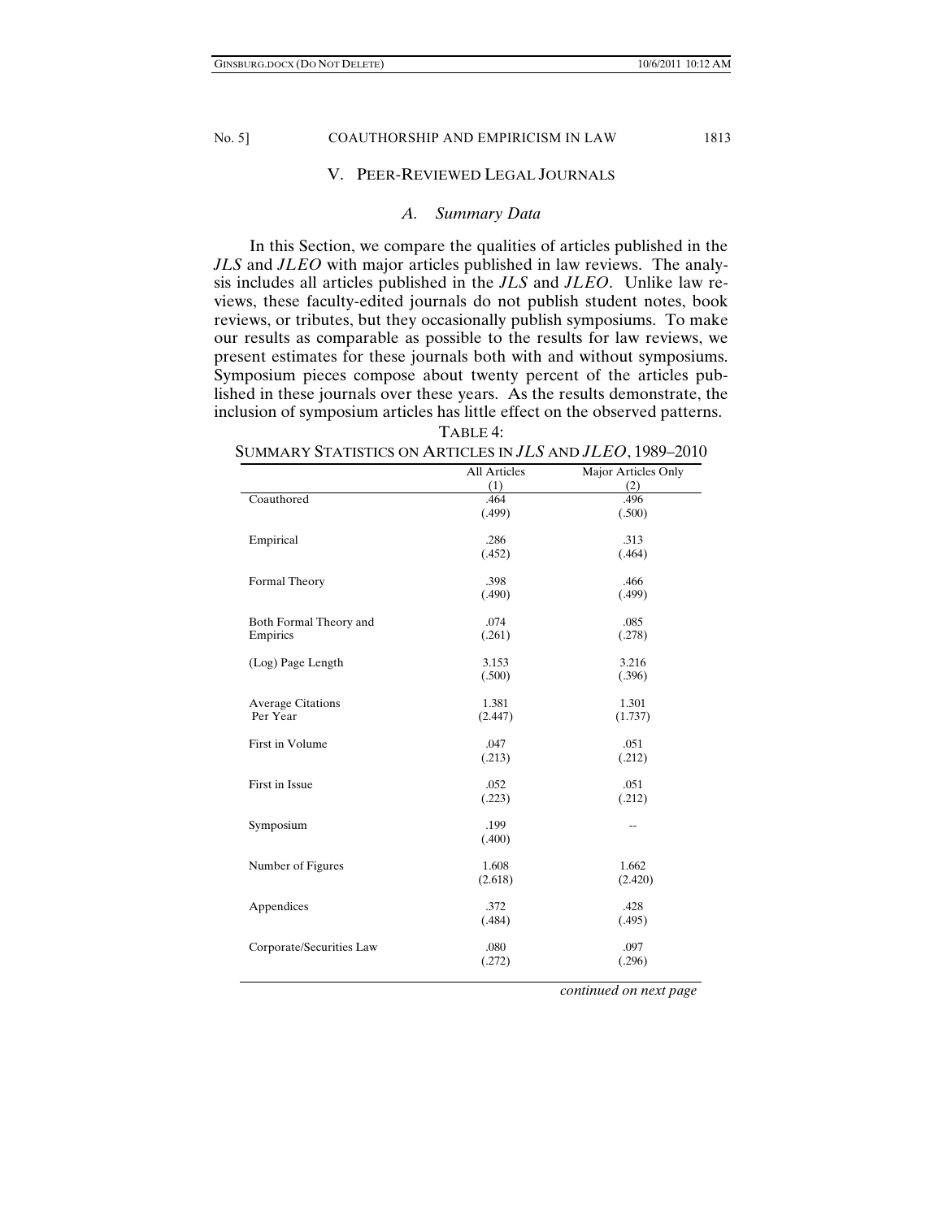## V. Peer-Reviewed Legal Journals

### *A. Summary Data*

In this Section, we compare the qualities of articles published in the *JLS* and *JLEO* with major articles published in law reviews. The analysis includes all articles published in the *JLS* and *JLEO*. Unlike law reviews, these faculty-edited journals do not publish student notes, book reviews, or tributes, but they occasionally publish symposiums. To make our results as comparable as possible to the results for law reviews, we present estimates for these journals both with and without symposiums. Symposium pieces compose about twenty percent of the articles published in these journals over these years. As the results demonstrate, the inclusion of symposium articles has little effect on the observed patterns.

TABLE 4:
SUMMARY STATISTICS ON ARTICLES IN *JLS* AND *JLEO*, 1989–2010

| | All Articles (1) | Major Articles Only (2) |
|---|---|---|
| Coauthored | .464 | .496 |
| | (.499) | (.500) |
| Empirical | .286 | .313 |
| | (.452) | (.464) |
| Formal Theory | .398 | .466 |
| | (.490) | (.499) |
| Both Formal Theory and Empirics | .074 | .085 |
| | (.261) | (.278) |
| (Log) Page Length | 3.153 | 3.216 |
| | (.500) | (.396) |
| Average Citations Per Year | 1.381 | 1.301 |
| | (2.447) | (1.737) |
| First in Volume | .047 | .051 |
| | (.213) | (.212) |
| First in Issue | .052 | .051 |
| | (.223) | (.212) |
| Symposium | .199 | -- |
| | (.400) | |
| Number of Figures | 1.608 | 1.662 |
| | (2.618) | (2.420) |
| Appendices | .372 | .428 |
| | (.484) | (.495) |
| Corporate/Securities Law | .080 | .097 |
| | (.272) | (.296) |

*continued on next page*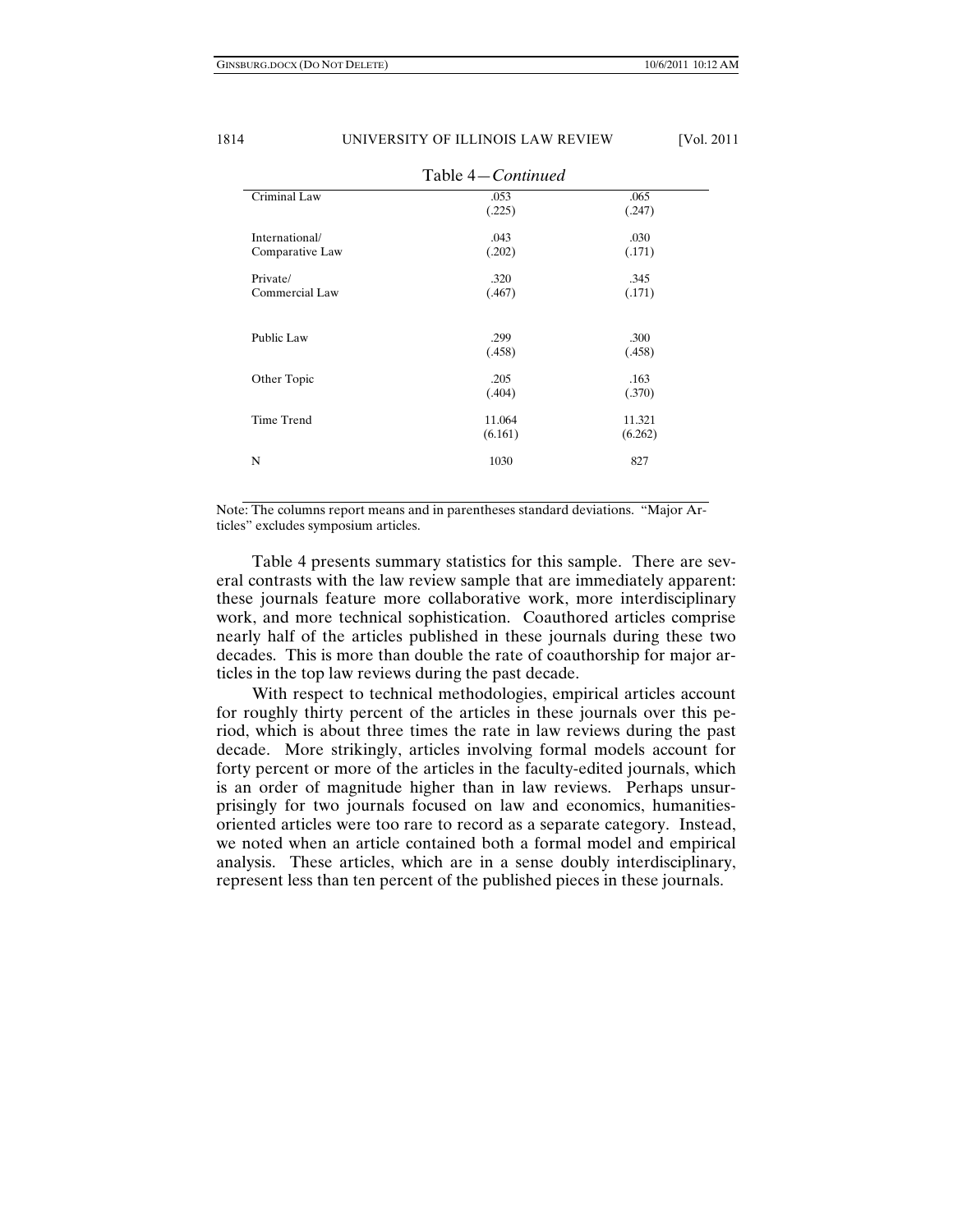Table 4—*Continued*

| | | |
|---|---|---|
| Criminal Law | .053<br>(.225) | .065<br>(.247) |
| International/<br>Comparative Law | .043<br>(.202) | .030<br>(.171) |
| Private/<br>Commercial Law | .320<br>(.467) | .345<br>(.171) |
| Public Law | .299<br>(.458) | .300<br>(.458) |
| Other Topic | .205<br>(.404) | .163<br>(.370) |
| Time Trend | 11.064<br>(6.161) | 11.321<br>(6.262) |
| N | 1030 | 827 |

Note: The columns report means and in parentheses standard deviations. "Major Articles" excludes symposium articles.

Table 4 presents summary statistics for this sample. There are several contrasts with the law review sample that are immediately apparent: these journals feature more collaborative work, more interdisciplinary work, and more technical sophistication. Coauthored articles comprise nearly half of the articles published in these journals during these two decades. This is more than double the rate of coauthorship for major articles in the top law reviews during the past decade.

With respect to technical methodologies, empirical articles account for roughly thirty percent of the articles in these journals over this period, which is about three times the rate in law reviews during the past decade. More strikingly, articles involving formal models account for forty percent or more of the articles in the faculty-edited journals, which is an order of magnitude higher than in law reviews. Perhaps unsurprisingly for two journals focused on law and economics, humanities-oriented articles were too rare to record as a separate category. Instead, we noted when an article contained both a formal model and empirical analysis. These articles, which are in a sense doubly interdisciplinary, represent less than ten percent of the published pieces in these journals.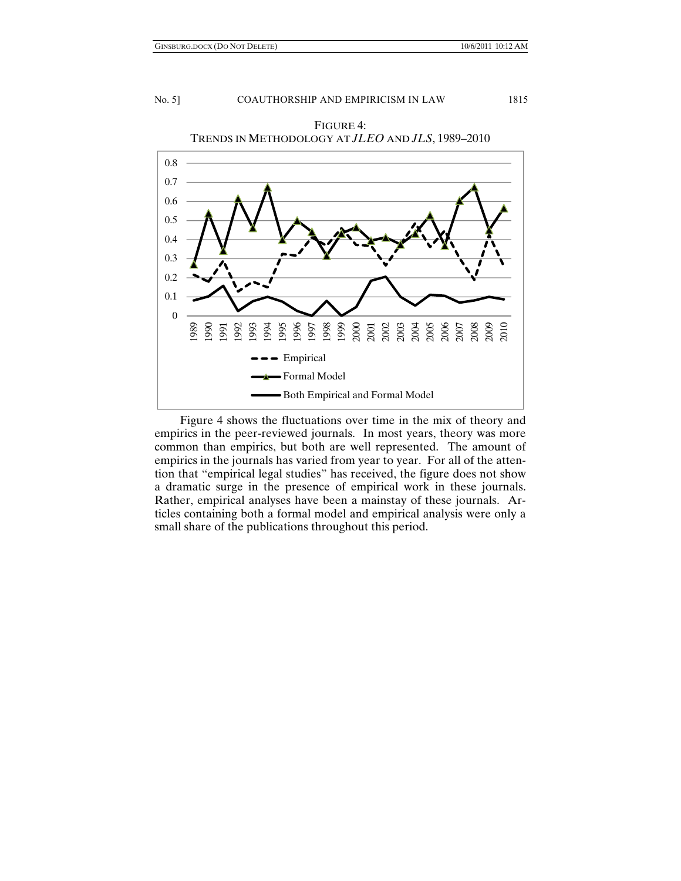FIGURE 4:
TRENDS IN METHODOLOGY AT *JLEO* AND *JLS*, 1989–2010

Figure 4 shows the fluctuations over time in the mix of theory and empirics in the peer-reviewed journals. In most years, theory was more common than empirics, but both are well represented. The amount of empirics in the journals has varied from year to year. For all of the attention that "empirical legal studies" has received, the figure does not show a dramatic surge in the presence of empirical work in these journals. Rather, empirical analyses have been a mainstay of these journals. Articles containing both a formal model and empirical analysis were only a small share of the publications throughout this period.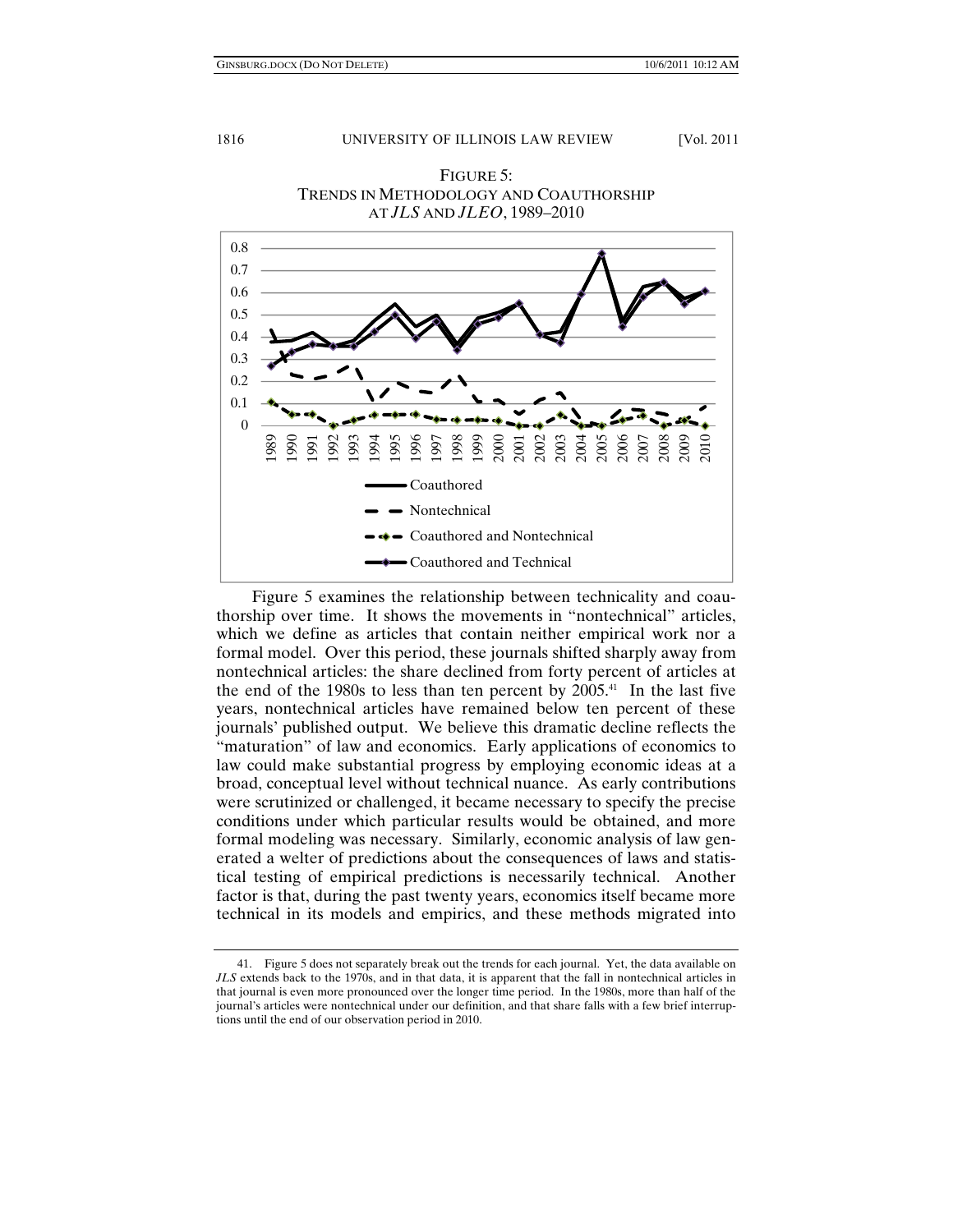FIGURE 5:
TRENDS IN METHODOLOGY AND COAUTHORSHIP AT *JLS* AND *JLEO*, 1989–2010

Figure 5 examines the relationship between technicality and coauthorship over time. It shows the movements in "nontechnical" articles, which we define as articles that contain neither empirical work nor a formal model. Over this period, these journals shifted sharply away from nontechnical articles: the share declined from forty percent of articles at the end of the 1980s to less than ten percent by 2005.[41] In the last five years, nontechnical articles have remained below ten percent of these journals' published output. We believe this dramatic decline reflects the "maturation" of law and economics. Early applications of economics to law could make substantial progress by employing economic ideas at a broad, conceptual level without technical nuance. As early contributions were scrutinized or challenged, it became necessary to specify the precise conditions under which particular results would be obtained, and more formal modeling was necessary. Similarly, economic analysis of law generated a welter of predictions about the consequences of laws and statistical testing of empirical predictions is necessarily technical. Another factor is that, during the past twenty years, economics itself became more technical in its models and empirics, and these methods migrated into

41. Figure 5 does not separately break out the trends for each journal. Yet, the data available on *JLS* extends back to the 1970s, and in that data, it is apparent that the fall in nontechnical articles in that journal is even more pronounced over the longer time period. In the 1980s, more than half of the journal's articles were nontechnical under our definition, and that share falls with a few brief interruptions until the end of our observation period in 2010.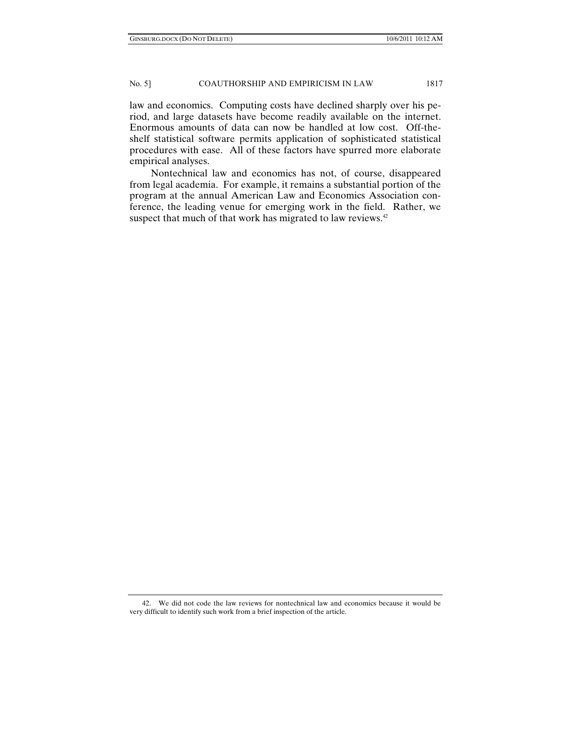law and economics. Computing costs have declined sharply over his period, and large datasets have become readily available on the internet. Enormous amounts of data can now be handled at low cost. Off-the-shelf statistical software permits application of sophisticated statistical procedures with ease. All of these factors have spurred more elaborate empirical analyses.

Nontechnical law and economics has not, of course, disappeared from legal academia. For example, it remains a substantial portion of the program at the annual American Law and Economics Association conference, the leading venue for emerging work in the field. Rather, we suspect that much of that work has migrated to law reviews.[42]

---

42. We did not code the law reviews for nontechnical law and economics because it would be very difficult to identify such work from a brief inspection of the article.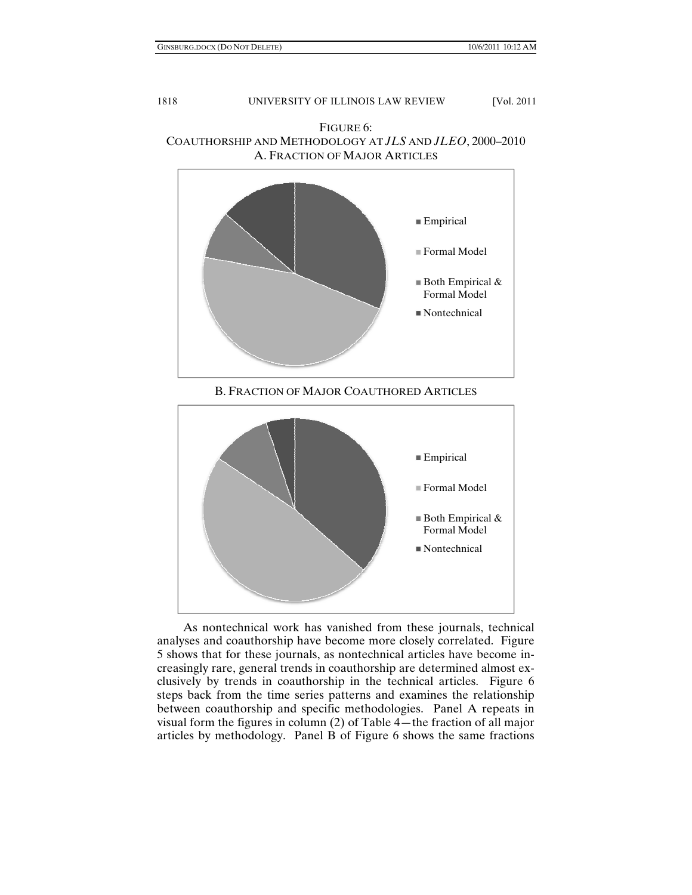FIGURE 6:
COAUTHORSHIP AND METHODOLOGY AT *JLS* AND *JLEO*, 2000–2010

A. FRACTION OF MAJOR ARTICLES

- Empirical
- Formal Model
- Both Empirical & Formal Model
- Nontechnical

B. FRACTION OF MAJOR COAUTHORED ARTICLES

- Empirical
- Formal Model
- Both Empirical & Formal Model
- Nontechnical

As nontechnical work has vanished from these journals, technical analyses and coauthorship have become more closely correlated. Figure 5 shows that for these journals, as nontechnical articles have become increasingly rare, general trends in coauthorship are determined almost exclusively by trends in coauthorship in the technical articles. Figure 6 steps back from the time series patterns and examines the relationship between coauthorship and specific methodologies. Panel A repeats in visual form the figures in column (2) of Table 4—the fraction of all major articles by methodology. Panel B of Figure 6 shows the same fractions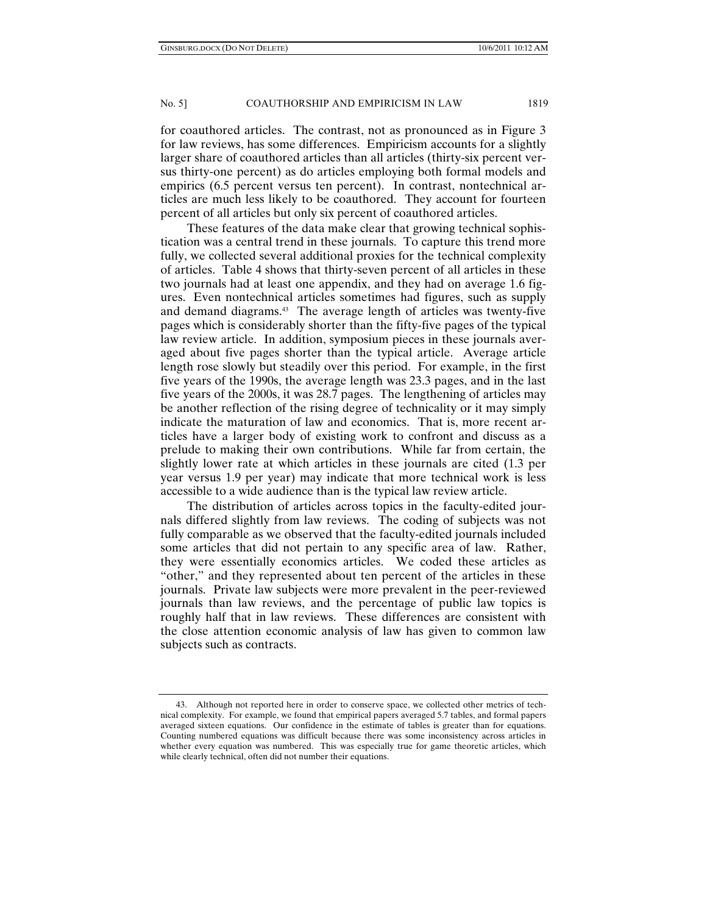for coauthored articles. The contrast, not as pronounced as in Figure 3 for law reviews, has some differences. Empiricism accounts for a slightly larger share of coauthored articles than all articles (thirty-six percent versus thirty-one percent) as do articles employing both formal models and empirics (6.5 percent versus ten percent). In contrast, nontechnical articles are much less likely to be coauthored. They account for fourteen percent of all articles but only six percent of coauthored articles.

These features of the data make clear that growing technical sophistication was a central trend in these journals. To capture this trend more fully, we collected several additional proxies for the technical complexity of articles. Table 4 shows that thirty-seven percent of all articles in these two journals had at least one appendix, and they had on average 1.6 figures. Even nontechnical articles sometimes had figures, such as supply and demand diagrams.[43] The average length of articles was twenty-five pages which is considerably shorter than the fifty-five pages of the typical law review article. In addition, symposium pieces in these journals averaged about five pages shorter than the typical article. Average article length rose slowly but steadily over this period. For example, in the first five years of the 1990s, the average length was 23.3 pages, and in the last five years of the 2000s, it was 28.7 pages. The lengthening of articles may be another reflection of the rising degree of technicality or it may simply indicate the maturation of law and economics. That is, more recent articles have a larger body of existing work to confront and discuss as a prelude to making their own contributions. While far from certain, the slightly lower rate at which articles in these journals are cited (1.3 per year versus 1.9 per year) may indicate that more technical work is less accessible to a wide audience than is the typical law review article.

The distribution of articles across topics in the faculty-edited journals differed slightly from law reviews. The coding of subjects was not fully comparable as we observed that the faculty-edited journals included some articles that did not pertain to any specific area of law. Rather, they were essentially economics articles. We coded these articles as "other," and they represented about ten percent of the articles in these journals. Private law subjects were more prevalent in the peer-reviewed journals than law reviews, and the percentage of public law topics is roughly half that in law reviews. These differences are consistent with the close attention economic analysis of law has given to common law subjects such as contracts.

---

43. Although not reported here in order to conserve space, we collected other metrics of technical complexity. For example, we found that empirical papers averaged 5.7 tables, and formal papers averaged sixteen equations. Our confidence in the estimate of tables is greater than for equations. Counting numbered equations was difficult because there was some inconsistency across articles in whether every equation was numbered. This was especially true for game theoretic articles, which while clearly technical, often did not number their equations.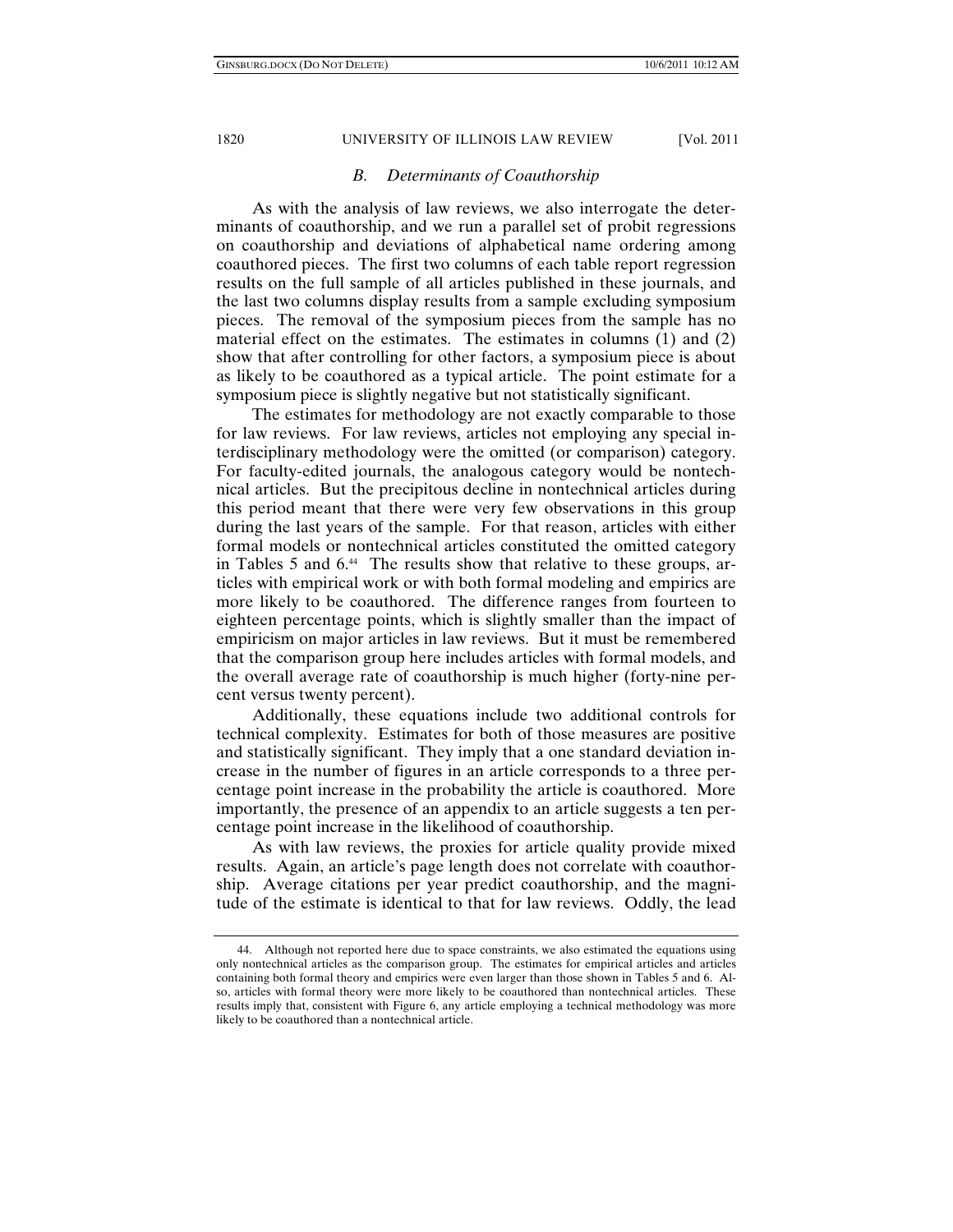### *B. Determinants of Coauthorship*

As with the analysis of law reviews, we also interrogate the determinants of coauthorship, and we run a parallel set of probit regressions on coauthorship and deviations of alphabetical name ordering among coauthored pieces. The first two columns of each table report regression results on the full sample of all articles published in these journals, and the last two columns display results from a sample excluding symposium pieces. The removal of the symposium pieces from the sample has no material effect on the estimates. The estimates in columns (1) and (2) show that after controlling for other factors, a symposium piece is about as likely to be coauthored as a typical article. The point estimate for a symposium piece is slightly negative but not statistically significant.

The estimates for methodology are not exactly comparable to those for law reviews. For law reviews, articles not employing any special interdisciplinary methodology were the omitted (or comparison) category. For faculty-edited journals, the analogous category would be nontechnical articles. But the precipitous decline in nontechnical articles during this period meant that there were very few observations in this group during the last years of the sample. For that reason, articles with either formal models or nontechnical articles constituted the omitted category in Tables 5 and 6.[44] The results show that relative to these groups, articles with empirical work or with both formal modeling and empirics are more likely to be coauthored. The difference ranges from fourteen to eighteen percentage points, which is slightly smaller than the impact of empiricism on major articles in law reviews. But it must be remembered that the comparison group here includes articles with formal models, and the overall average rate of coauthorship is much higher (forty-nine percent versus twenty percent).

Additionally, these equations include two additional controls for technical complexity. Estimates for both of those measures are positive and statistically significant. They imply that a one standard deviation increase in the number of figures in an article corresponds to a three percentage point increase in the probability the article is coauthored. More importantly, the presence of an appendix to an article suggests a ten percentage point increase in the likelihood of coauthorship.

As with law reviews, the proxies for article quality provide mixed results. Again, an article's page length does not correlate with coauthorship. Average citations per year predict coauthorship, and the magnitude of the estimate is identical to that for law reviews. Oddly, the lead

---

44. Although not reported here due to space constraints, we also estimated the equations using only nontechnical articles as the comparison group. The estimates for empirical articles and articles containing both formal theory and empirics were even larger than those shown in Tables 5 and 6. Also, articles with formal theory were more likely to be coauthored than nontechnical articles. These results imply that, consistent with Figure 6, any article employing a technical methodology was more likely to be coauthored than a nontechnical article.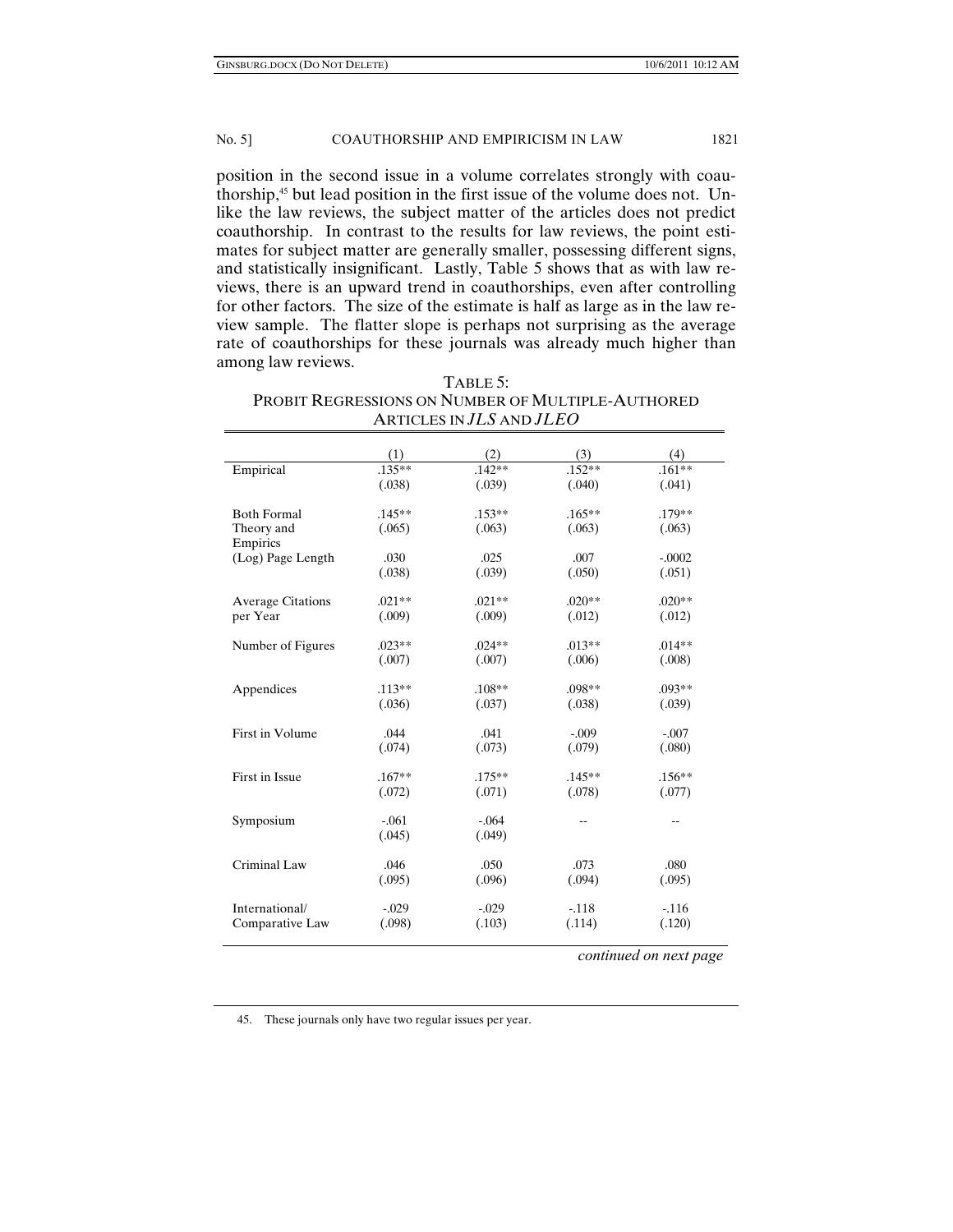position in the second issue in a volume correlates strongly with coauthorship,[45] but lead position in the first issue of the volume does not. Unlike the law reviews, the subject matter of the articles does not predict coauthorship. In contrast to the results for law reviews, the point estimates for subject matter are generally smaller, possessing different signs, and statistically insignificant. Lastly, Table 5 shows that as with law reviews, there is an upward trend in coauthorships, even after controlling for other factors. The size of the estimate is half as large as in the law review sample. The flatter slope is perhaps not surprising as the average rate of coauthorships for these journals was already much higher than among law reviews.

TABLE 5:
PROBIT REGRESSIONS ON NUMBER OF MULTIPLE-AUTHORED ARTICLES IN *JLS* AND *JLEO*

| | (1) | (2) | (3) | (4) |
|---|---|---|---|---|
| Empirical | .135** | .142** | .152** | .161** |
| | (.038) | (.039) | (.040) | (.041) |
| Both Formal Theory and Empirics | .145** | .153** | .165** | .179** |
| | (.065) | (.063) | (.063) | (.063) |
| (Log) Page Length | .030 | .025 | .007 | -.0002 |
| | (.038) | (.039) | (.050) | (.051) |
| Average Citations per Year | .021** | .021** | .020** | .020** |
| | (.009) | (.009) | (.012) | (.012) |
| Number of Figures | .023** | .024** | .013** | .014** |
| | (.007) | (.007) | (.006) | (.008) |
| Appendices | .113** | .108** | .098** | .093** |
| | (.036) | (.037) | (.038) | (.039) |
| First in Volume | .044 | .041 | -.009 | -.007 |
| | (.074) | (.073) | (.079) | (.080) |
| First in Issue | .167** | .175** | .145** | .156** |
| | (.072) | (.071) | (.078) | (.077) |
| Symposium | -.061 | -.064 | -- | -- |
| | (.045) | (.049) | | |
| Criminal Law | .046 | .050 | .073 | .080 |
| | (.095) | (.096) | (.094) | (.095) |
| International/ Comparative Law | -.029 | -.029 | -.118 | -.116 |
| | (.098) | (.103) | (.114) | (.120) |

*continued on next page*

45. These journals only have two regular issues per year.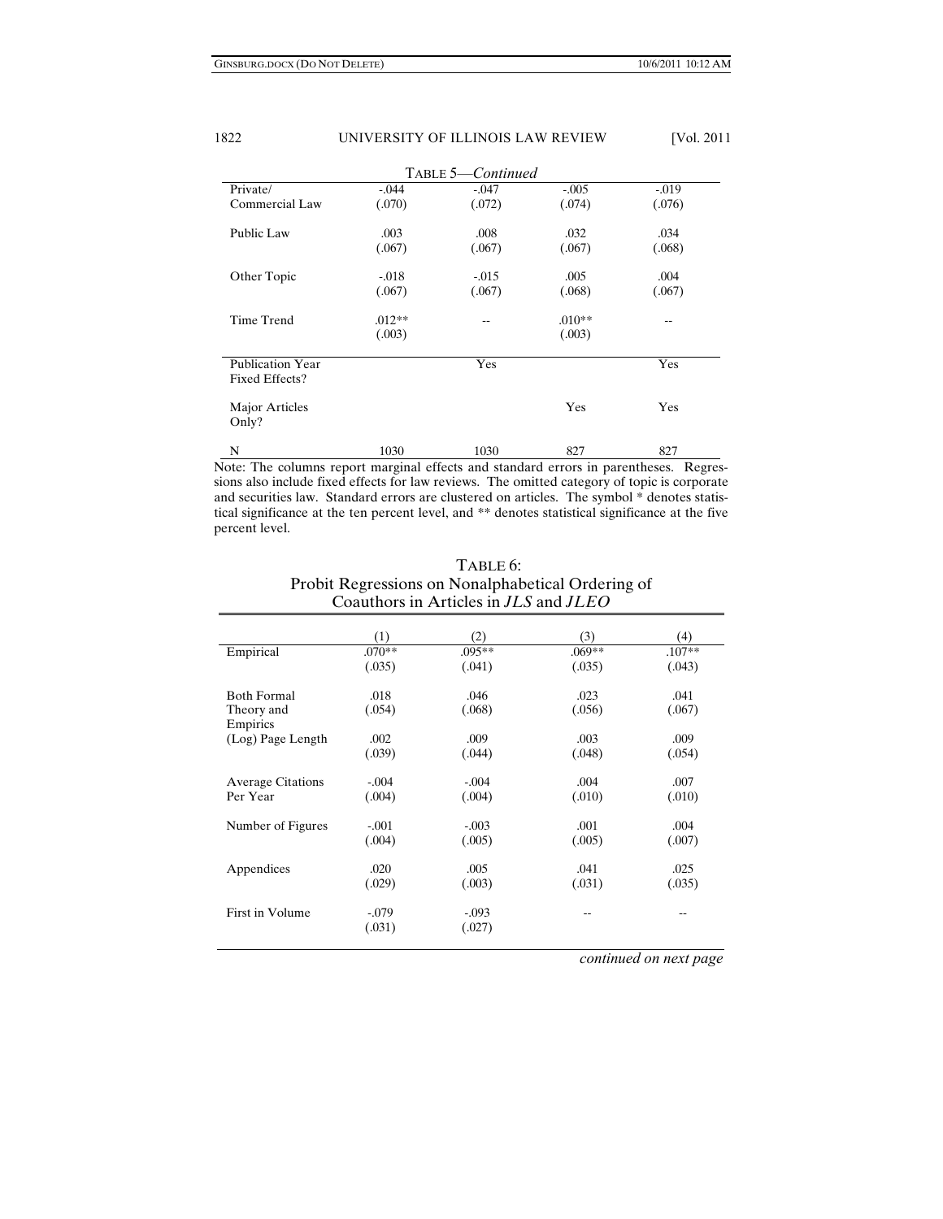TABLE 5—*Continued*

| | | | | |
|---|---|---|---|---|
| Private/ Commercial Law | -.044 (.070) | -.047 (.072) | -.005 (.074) | -.019 (.076) |
| Public Law | .003 (.067) | .008 (.067) | .032 (.067) | .034 (.068) |
| Other Topic | -.018 (.067) | -.015 (.067) | .005 (.068) | .004 (.067) |
| Time Trend | .012** (.003) | -- | .010** (.003) | -- |
| Publication Year Fixed Effects? | | Yes | | Yes |
| Major Articles Only? | | | Yes | Yes |
| N | 1030 | 1030 | 827 | 827 |

Note: The columns report marginal effects and standard errors in parentheses. Regressions also include fixed effects for law reviews. The omitted category of topic is corporate and securities law. Standard errors are clustered on articles. The symbol * denotes statistical significance at the ten percent level, and ** denotes statistical significance at the five percent level.

TABLE 6:
Probit Regressions on Nonalphabetical Ordering of Coauthors in Articles in *JLS* and *JLEO*

| | (1) | (2) | (3) | (4) |
|---|---|---|---|---|
| Empirical | .070** (.035) | .095** (.041) | .069** (.035) | .107** (.043) |
| Both Formal Theory and Empirics | .018 (.054) | .046 (.068) | .023 (.056) | .041 (.067) |
| (Log) Page Length | .002 (.039) | .009 (.044) | .003 (.048) | .009 (.054) |
| Average Citations Per Year | -.004 (.004) | -.004 (.004) | .004 (.010) | .007 (.010) |
| Number of Figures | -.001 (.004) | -.003 (.005) | .001 (.005) | .004 (.007) |
| Appendices | .020 (.029) | .005 (.003) | .041 (.031) | .025 (.035) |
| First in Volume | -.079 (.031) | -.093 (.027) | -- | -- |

*continued on next page*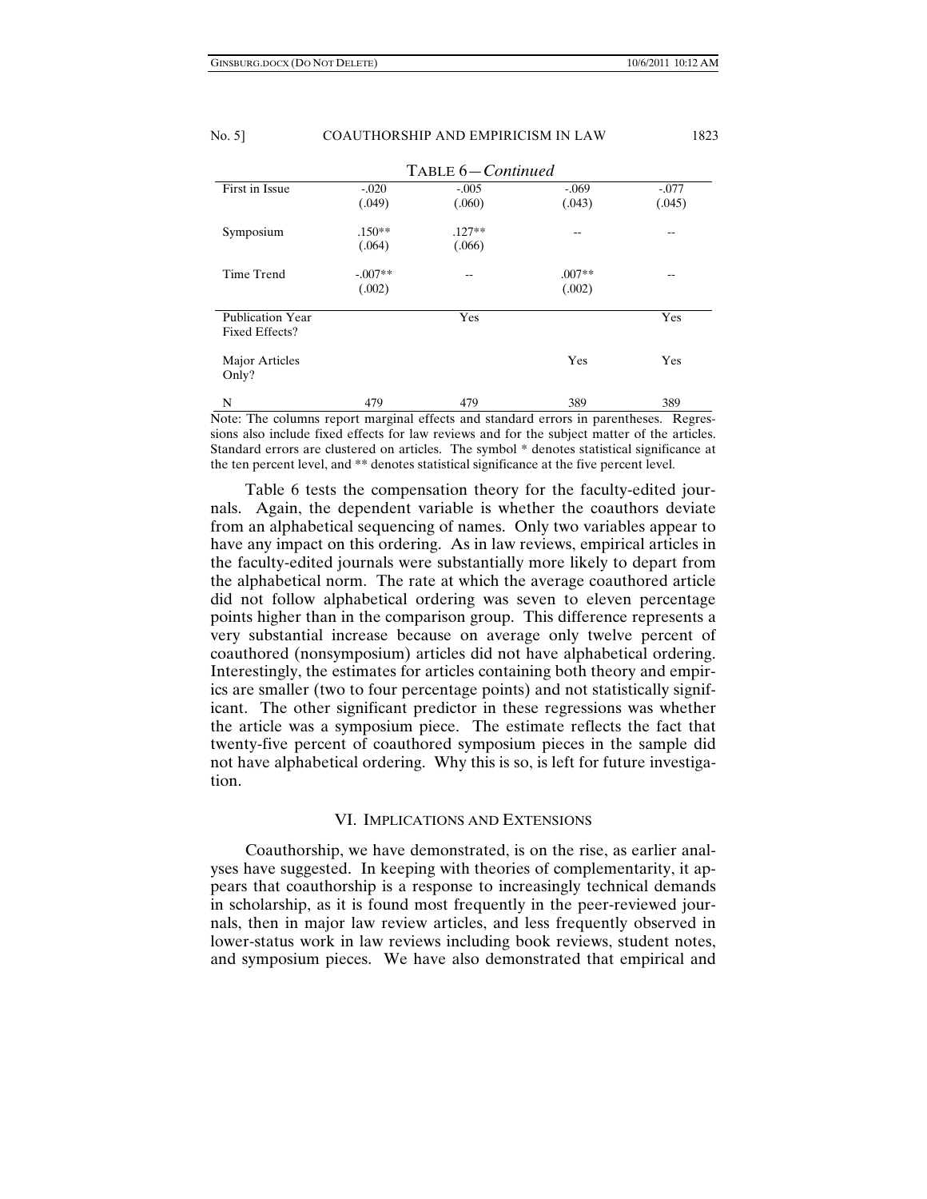TABLE 6—*Continued*

| | | | | |
|---|---|---|---|---|
| First in Issue | -.020<br>(.049) | -.005<br>(.060) | -.069<br>(.043) | -.077<br>(.045) |
| Symposium | .150**<br>(.064) | .127**<br>(.066) | -- | -- |
| Time Trend | -.007**<br>(.002) | -- | .007**<br>(.002) | -- |
| Publication Year Fixed Effects? | | Yes | | Yes |
| Major Articles Only? | | | Yes | Yes |
| N | 479 | 479 | 389 | 389 |

Note: The columns report marginal effects and standard errors in parentheses. Regressions also include fixed effects for law reviews and for the subject matter of the articles. Standard errors are clustered on articles. The symbol * denotes statistical significance at the ten percent level, and ** denotes statistical significance at the five percent level.

Table 6 tests the compensation theory for the faculty-edited journals. Again, the dependent variable is whether the coauthors deviate from an alphabetical sequencing of names. Only two variables appear to have any impact on this ordering. As in law reviews, empirical articles in the faculty-edited journals were substantially more likely to depart from the alphabetical norm. The rate at which the average coauthored article did not follow alphabetical ordering was seven to eleven percentage points higher than in the comparison group. This difference represents a very substantial increase because on average only twelve percent of coauthored (nonsymposium) articles did not have alphabetical ordering. Interestingly, the estimates for articles containing both theory and empirics are smaller (two to four percentage points) and not statistically significant. The other significant predictor in these regressions was whether the article was a symposium piece. The estimate reflects the fact that twenty-five percent of coauthored symposium pieces in the sample did not have alphabetical ordering. Why this is so, is left for future investigation.

## VI. IMPLICATIONS AND EXTENSIONS

Coauthorship, we have demonstrated, is on the rise, as earlier analyses have suggested. In keeping with theories of complementarity, it appears that coauthorship is a response to increasingly technical demands in scholarship, as it is found most frequently in the peer-reviewed journals, then in major law review articles, and less frequently observed in lower-status work in law reviews including book reviews, student notes, and symposium pieces. We have also demonstrated that empirical and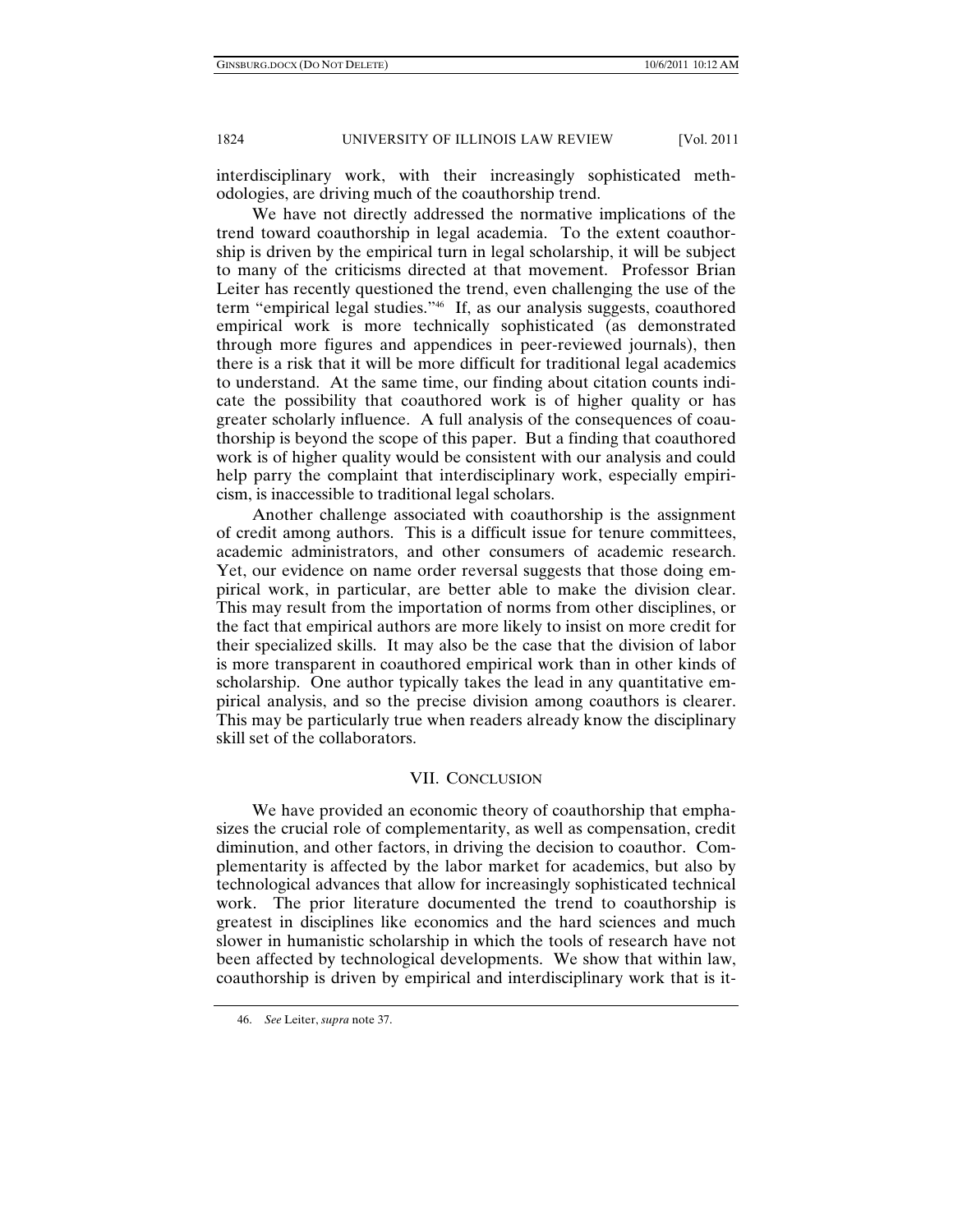interdisciplinary work, with their increasingly sophisticated methodologies, are driving much of the coauthorship trend.

We have not directly addressed the normative implications of the trend toward coauthorship in legal academia. To the extent coauthorship is driven by the empirical turn in legal scholarship, it will be subject to many of the criticisms directed at that movement. Professor Brian Leiter has recently questioned the trend, even challenging the use of the term "empirical legal studies."[46] If, as our analysis suggests, coauthored empirical work is more technically sophisticated (as demonstrated through more figures and appendices in peer-reviewed journals), then there is a risk that it will be more difficult for traditional legal academics to understand. At the same time, our finding about citation counts indicate the possibility that coauthored work is of higher quality or has greater scholarly influence. A full analysis of the consequences of coauthorship is beyond the scope of this paper. But a finding that coauthored work is of higher quality would be consistent with our analysis and could help parry the complaint that interdisciplinary work, especially empiricism, is inaccessible to traditional legal scholars.

Another challenge associated with coauthorship is the assignment of credit among authors. This is a difficult issue for tenure committees, academic administrators, and other consumers of academic research. Yet, our evidence on name order reversal suggests that those doing empirical work, in particular, are better able to make the division clear. This may result from the importation of norms from other disciplines, or the fact that empirical authors are more likely to insist on more credit for their specialized skills. It may also be the case that the division of labor is more transparent in coauthored empirical work than in other kinds of scholarship. One author typically takes the lead in any quantitative empirical analysis, and so the precise division among coauthors is clearer. This may be particularly true when readers already know the disciplinary skill set of the collaborators.

## VII. CONCLUSION

We have provided an economic theory of coauthorship that emphasizes the crucial role of complementarity, as well as compensation, credit diminution, and other factors, in driving the decision to coauthor. Complementarity is affected by the labor market for academics, but also by technological advances that allow for increasingly sophisticated technical work. The prior literature documented the trend to coauthorship is greatest in disciplines like economics and the hard sciences and much slower in humanistic scholarship in which the tools of research have not been affected by technological developments. We show that within law, coauthorship is driven by empirical and interdisciplinary work that is it-

46. *See* Leiter, *supra* note 37.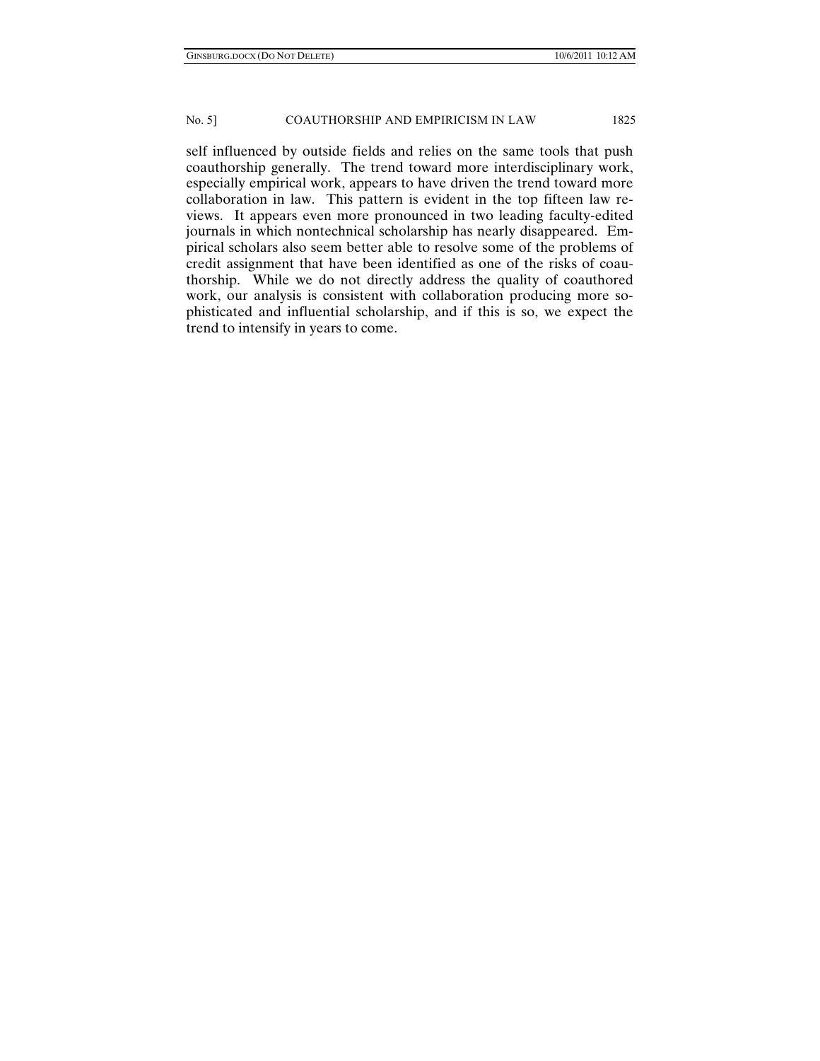self influenced by outside fields and relies on the same tools that push coauthorship generally. The trend toward more interdisciplinary work, especially empirical work, appears to have driven the trend toward more collaboration in law. This pattern is evident in the top fifteen law reviews. It appears even more pronounced in two leading faculty-edited journals in which nontechnical scholarship has nearly disappeared. Empirical scholars also seem better able to resolve some of the problems of credit assignment that have been identified as one of the risks of coauthorship. While we do not directly address the quality of coauthored work, our analysis is consistent with collaboration producing more sophisticated and influential scholarship, and if this is so, we expect the trend to intensify in years to come.